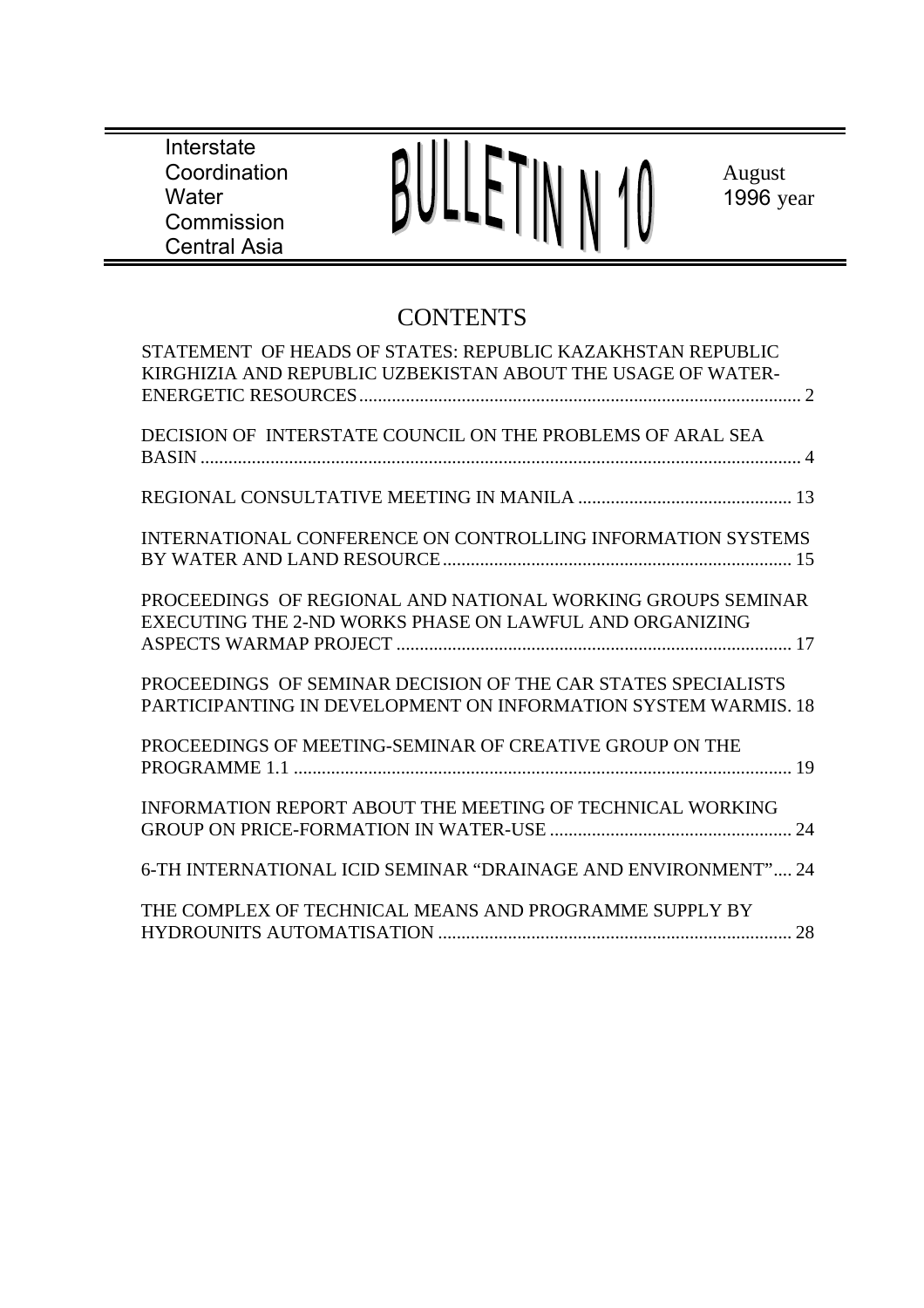Interstate Coordination Water Commission Central Asia

# BULLETIN N 10

August 1996 year

## CONTENTS

STATEMENT OF HEADS OF STATES: REPUBLIC KAZAKHSTAN REPUBLIC KIRGHIZIA AND REPUBLIC UZBEKISTAN ABOUT THE USAGE OF WATER-ENERGETIC RESOURCES ........ 2

DECISION OF INTERSTATE COUNCIL ON THE PROBLEMS OF ARAL SEA BASIN ........ 4

REGIONAL CONSULTATIVE MEETING IN MANILA ........ 13

INTERNATIONAL CONFERENCE ON CONTROLLING INFORMATION SYSTEMS BY WATER AND LAND RESOURCE ........ 15

PROCEEDINGS OF REGIONAL AND NATIONAL WORKING GROUPS SEMINAR EXECUTING THE 2-ND WORKS PHASE ON LAWFUL AND ORGANIZING ASPECTS WARMAP PROJECT ........ 17

PROCEEDINGS OF SEMINAR DECISION OF THE CAR STATES SPECIALISTS PARTICIPANTING IN DEVELOPMENT ON INFORMATION SYSTEM WARMIS. 18

PROCEEDINGS OF MEETING-SEMINAR OF CREATIVE GROUP ON THE PROGRAMME 1.1 ........ 19

INFORMATION REPORT ABOUT THE MEETING OF TECHNICAL WORKING GROUP ON PRICE-FORMATION IN WATER-USE ........ 24

6-TH INTERNATIONAL ICID SEMINAR "DRAINAGE AND ENVIRONMENT".... 24

THE COMPLEX OF TECHNICAL MEANS AND PROGRAMME SUPPLY BY HYDROUNITS AUTOMATISATION ........ 28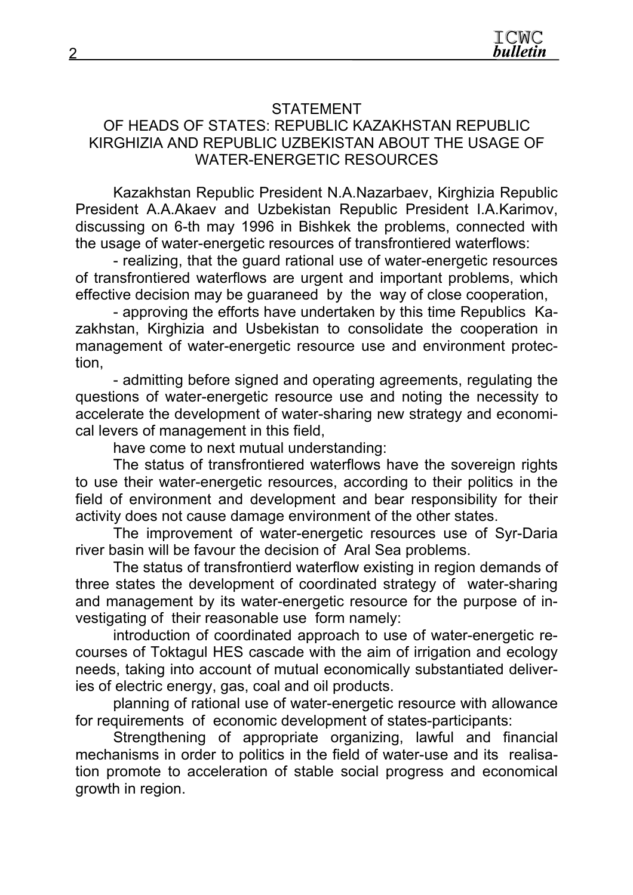# STATEMENT
## OF HEADS OF STATES: REPUBLIC KAZAKHSTAN REPUBLIC KIRGHIZIA AND REPUBLIC UZBEKISTAN ABOUT THE USAGE OF WATER-ENERGETIC RESOURCES

Kazakhstan Republic President N.A.Nazarbaev, Kirghizia Republic President A.A.Akaev and Uzbekistan Republic President I.A.Karimov, discussing on 6-th may 1996 in Bishkek the problems, connected with the usage of water-energetic resources of transfrontiered waterflows:

- realizing, that the guard rational use of water-energetic resources of transfrontiered waterflows are urgent and important problems, which effective decision may be guaraneed by the way of close cooperation,

- approving the efforts have undertaken by this time Republics Kazakhstan, Kirghizia and Usbekistan to consolidate the cooperation in management of water-energetic resource use and environment protection,

- admitting before signed and operating agreements, regulating the questions of water-energetic resource use and noting the necessity to accelerate the development of water-sharing new strategy and economical levers of management in this field,

have come to next mutual understanding:

The status of transfrontiered waterflows have the sovereign rights to use their water-energetic resources, according to their politics in the field of environment and development and bear responsibility for their activity does not cause damage environment of the other states.

The improvement of water-energetic resources use of Syr-Daria river basin will be favour the decision of Aral Sea problems.

The status of transfrontierd waterflow existing in region demands of three states the development of coordinated strategy of water-sharing and management by its water-energetic resource for the purpose of investigating of their reasonable use form namely:

introduction of coordinated approach to use of water-energetic recourses of Toktagul HES cascade with the aim of irrigation and ecology needs, taking into account of mutual economically substantiated deliveries of electric energy, gas, coal and oil products.

planning of rational use of water-energetic resource with allowance for requirements of economic development of states-participants:

Strengthening of appropriate organizing, lawful and financial mechanisms in order to politics in the field of water-use and its realisation promote to acceleration of stable social progress and economical growth in region.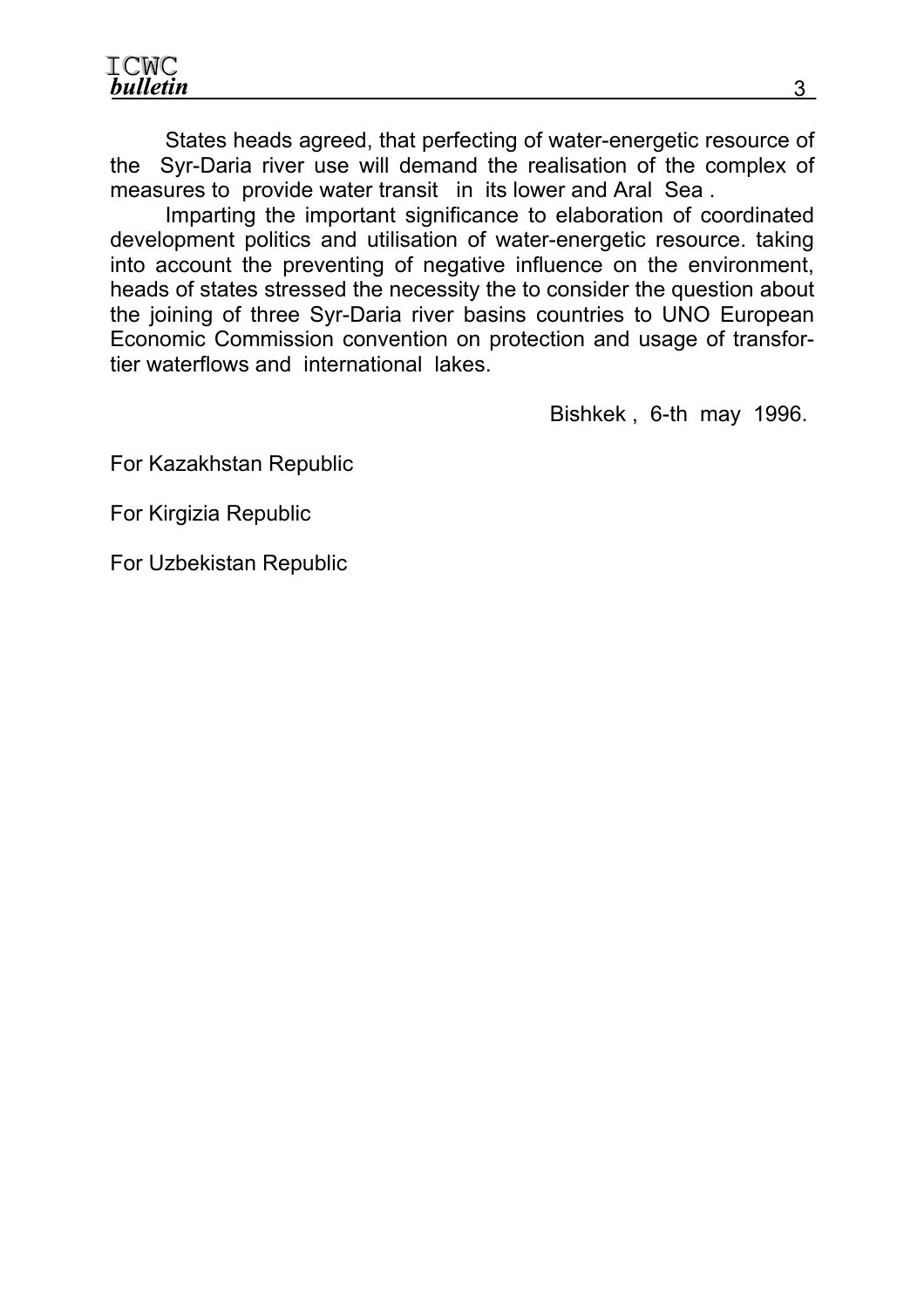States heads agreed, that perfecting of water-energetic resource of the Syr-Daria river use will demand the realisation of the complex of measures to provide water transit in its lower and Aral Sea .

Imparting the important significance to elaboration of coordinated development politics and utilisation of water-energetic resource. taking into account the preventing of negative influence on the environment, heads of states stressed the necessity the to consider the question about the joining of three Syr-Daria river basins countries to UNO European Economic Commission convention on protection and usage of transfortier waterflows and international lakes.

Bishkek , 6-th may 1996.

For Kazakhstan Republic

For Kirgizia Republic

For Uzbekistan Republic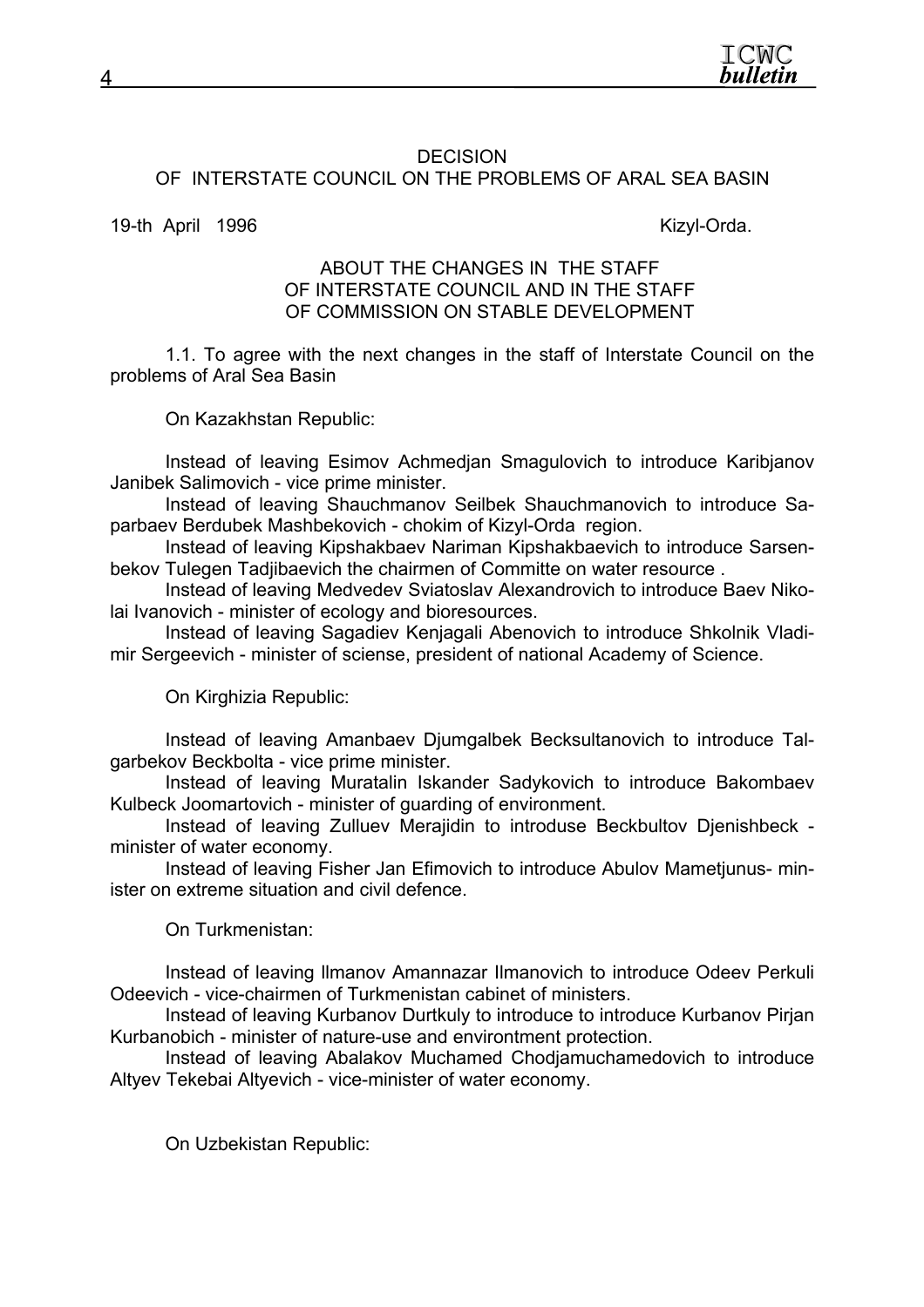# DECISION
## OF INTERSTATE COUNCIL ON THE PROBLEMS OF ARAL SEA BASIN

19-th April 1996 Kizyl-Orda.

### ABOUT THE CHANGES IN THE STAFF OF INTERSTATE COUNCIL AND IN THE STAFF OF COMMISSION ON STABLE DEVELOPMENT

1.1. To agree with the next changes in the staff of Interstate Council on the problems of Aral Sea Basin

On Kazakhstan Republic:

Instead of leaving Esimov Achmedjan Smagulovich to introduce Karibjanov Janibek Salimovich - vice prime minister.

Instead of leaving Shauchmanov Seilbek Shauchmanovich to introduce Saparbaev Berdubek Mashbekovich - chokim of Kizyl-Orda region.

Instead of leaving Kipshakbaev Nariman Kipshakbaevich to introduce Sarsenbekov Tulegen Tadjibaevich the chairmen of Committe on water resource .

Instead of leaving Medvedev Sviatoslav Alexandrovich to introduce Baev Nikolai Ivanovich - minister of ecology and bioresources.

Instead of leaving Sagadiev Kenjagali Abenovich to introduce Shkolnik Vladimir Sergeevich - minister of sciense, president of national Academy of Science.

On Kirghizia Republic:

Instead of leaving Amanbaev Djumgalbek Becksultanovich to introduce Talgarbekov Beckbolta - vice prime minister.

Instead of leaving Muratalin Iskander Sadykovich to introduce Bakombaev Kulbeck Joomartovich - minister of guarding of environment.

Instead of leaving Zulluev Merajidin to introduse Beckbultov Djenishbeck - minister of water economy.

Instead of leaving Fisher Jan Efimovich to introduce Abulov Mametjunus- minister on extreme situation and civil defence.

On Turkmenistan:

Instead of leaving Ilmanov Amannazar Ilmanovich to introduce Odeev Perkuli Odeevich - vice-chairmen of Turkmenistan cabinet of ministers.

Instead of leaving Kurbanov Durtkuly to introduce to introduce Kurbanov Pirjan Kurbanobich - minister of nature-use and environtment protection.

Instead of leaving Abalakov Muchamed Chodjamuchamedovich to introduce Altyev Tekebai Altyevich - vice-minister of water economy.

On Uzbekistan Republic: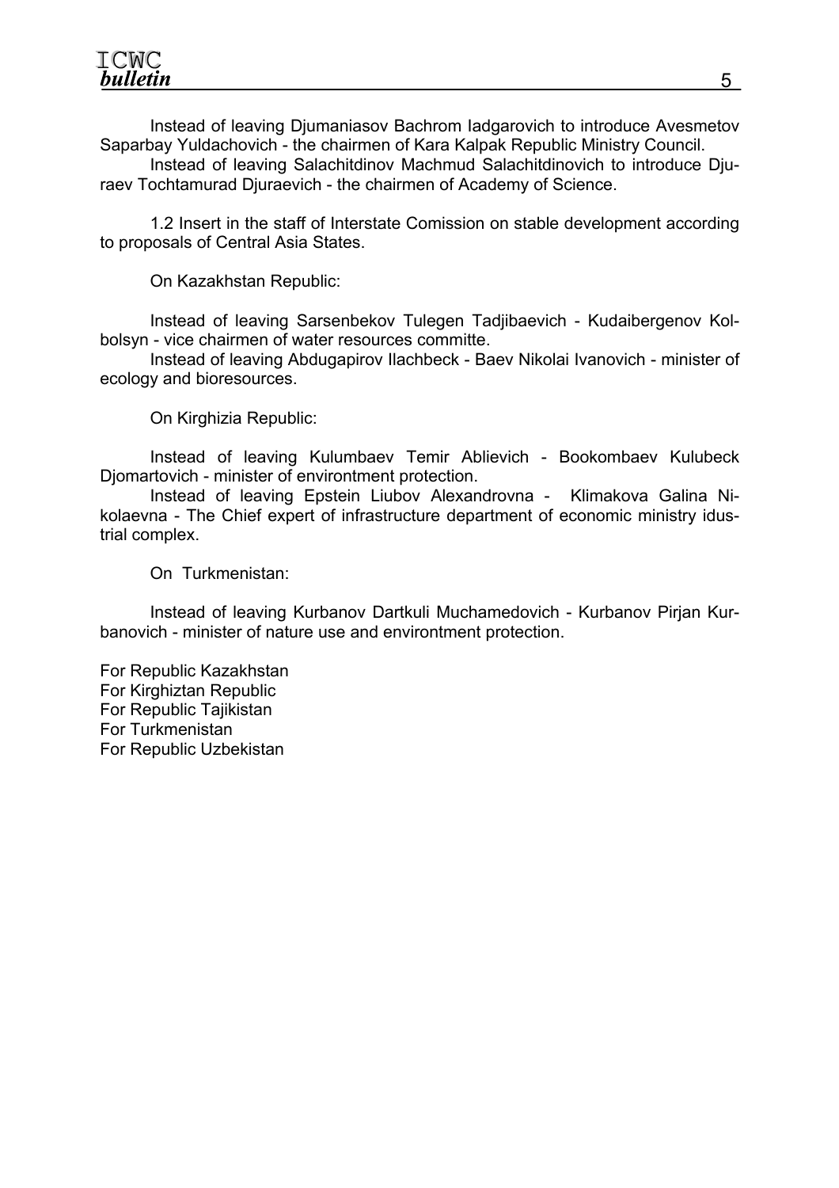Instead of leaving Djumaniasov Bachrom Iadgarovich to introduce Avesmetov Saparbay Yuldachovich - the chairmen of Kara Kalpak Republic Ministry Council.

Instead of leaving Salachitdinov Machmud Salachitdinovich to introduce Djuraev Tochtamurad Djuraevich - the chairmen of Academy of Science.

1.2 Insert in the staff of Interstate Comission on stable development according to proposals of Central Asia States.

On Kazakhstan Republic:

Instead of leaving Sarsenbekov Tulegen Tadjibaevich - Kudaibergenov Kolbolsyn - vice chairmen of water resources committe.

Instead of leaving Abdugapirov Ilachbeck - Baev Nikolai Ivanovich - minister of ecology and bioresources.

On Kirghizia Republic:

Instead of leaving Kulumbaev Temir Ablievich - Bookombaev Kulubeck Djomartovich - minister of environtment protection.

Instead of leaving Epstein Liubov Alexandrovna - Klimakova Galina Nikolaevna - The Chief expert of infrastructure department of economic ministry idustrial complex.

On Turkmenistan:

Instead of leaving Kurbanov Dartkuli Muchamedovich - Kurbanov Pirjan Kurbanovich - minister of nature use and environtment protection.

For Republic Kazakhstan
For Kirghiztan Republic
For Republic Tajikistan
For Turkmenistan
For Republic Uzbekistan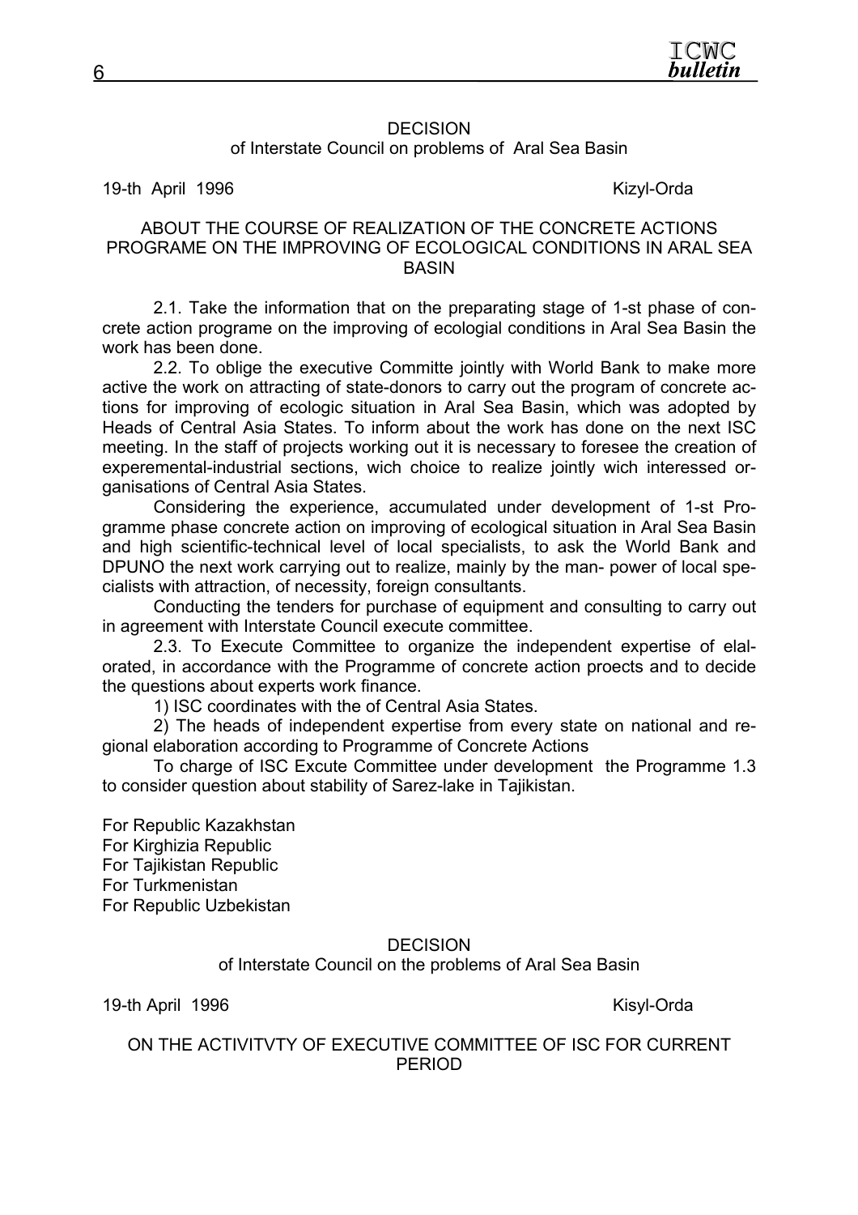DECISION
of Interstate Council on problems of Aral Sea Basin

19-th April 1996 Kizyl-Orda

ABOUT THE COURSE OF REALIZATION OF THE CONCRETE ACTIONS PROGRAME ON THE IMPROVING OF ECOLOGICAL CONDITIONS IN ARAL SEA BASIN

2.1. Take the information that on the preparating stage of 1-st phase of concrete action programe on the improving of ecologial conditions in Aral Sea Basin the work has been done.

2.2. To oblige the executive Committe jointly with World Bank to make more active the work on attracting of state-donors to carry out the program of concrete actions for improving of ecologic situation in Aral Sea Basin, which was adopted by Heads of Central Asia States. To inform about the work has done on the next ISC meeting. In the staff of projects working out it is necessary to foresee the creation of experemental-industrial sections, wich choice to realize jointly wich interessed organisations of Central Asia States.

Considering the experience, accumulated under development of 1-st Programme phase concrete action on improving of ecological situation in Aral Sea Basin and high scientific-technical level of local specialists, to ask the World Bank and DPUNO the next work carrying out to realize, mainly by the man- power of local specialists with attraction, of necessity, foreign consultants.

Conducting the tenders for purchase of equipment and consulting to carry out in agreement with Interstate Council execute committee.

2.3. To Execute Committee to organize the independent expertise of elalorated, in accordance with the Programme of concrete action proects and to decide the questions about experts work finance.

1) ISC coordinates with the of Central Asia States.

2) The heads of independent expertise from every state on national and regional elaboration according to Programme of Concrete Actions

To charge of ISC Excute Committee under development the Programme 1.3 to consider question about stability of Sarez-lake in Tajikistan.

For Republic Kazakhstan
For Kirghizia Republic
For Tajikistan Republic
For Turkmenistan
For Republic Uzbekistan

DECISION
of Interstate Council on the problems of Aral Sea Basin

19-th April 1996 Kisyl-Orda

ON THE ACTIVITVTY OF EXECUTIVE COMMITTEE OF ISC FOR CURRENT PERIOD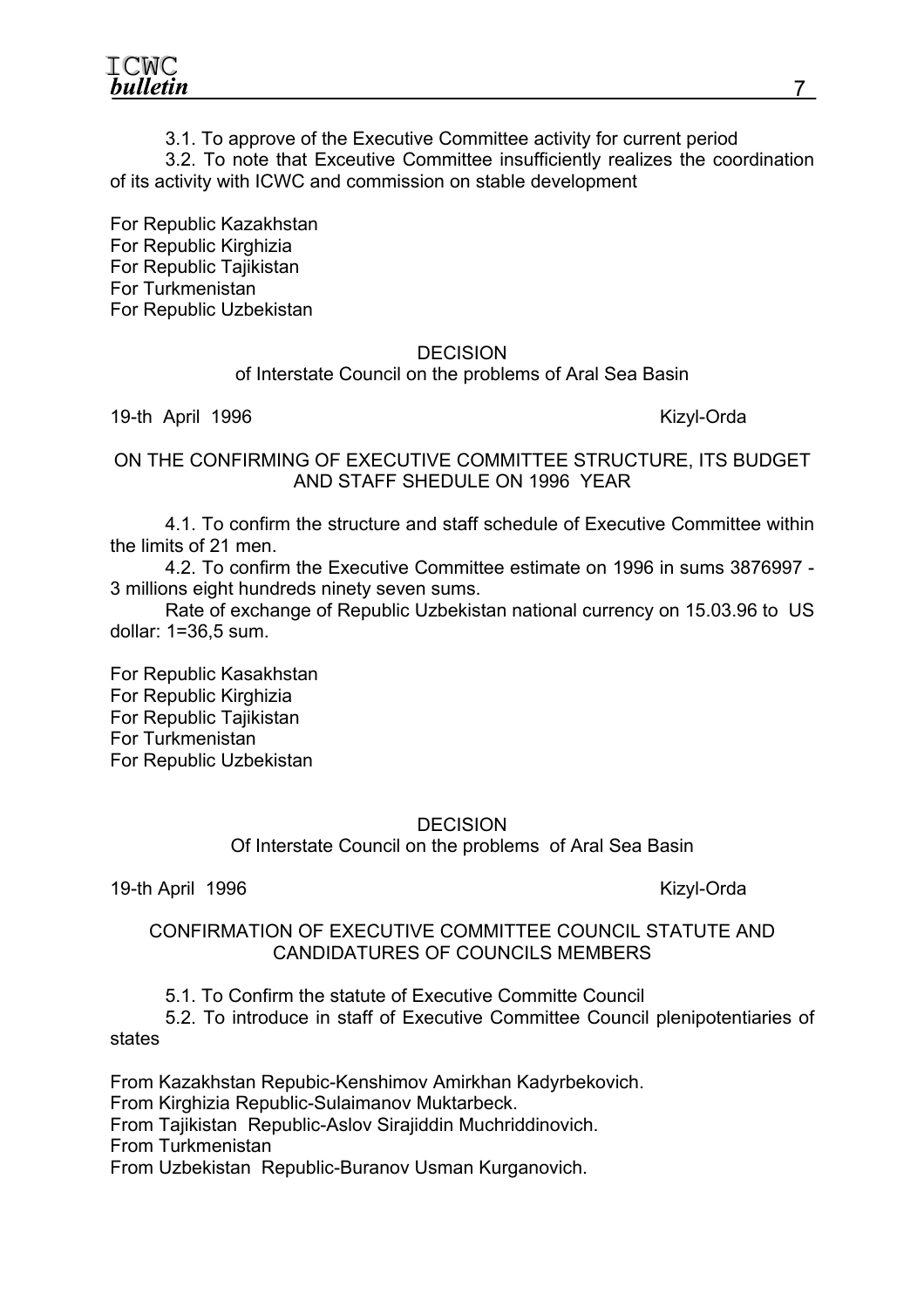3.1. To approve of the Executive Committee activity for current period

3.2. To note that Exceutive Committee insufficiently realizes the coordination of its activity with ICWC and commission on stable development

For Republic Kazakhstan
For Republic Kirghizia
For Republic Tajikistan
For Turkmenistan
For Republic Uzbekistan

DECISION
of Interstate Council on the problems of Aral Sea Basin

19-th April 1996 Kizyl-Orda

ON THE CONFIRMING OF EXECUTIVE COMMITTEE STRUCTURE, ITS BUDGET AND STAFF SHEDULE ON 1996 YEAR

4.1. To confirm the structure and staff schedule of Executive Committee within the limits of 21 men.

4.2. To confirm the Executive Committee estimate on 1996 in sums 3876997 - 3 millions eight hundreds ninety seven sums.

Rate of exchange of Republic Uzbekistan national currency on 15.03.96 to US dollar: 1=36,5 sum.

For Republic Kasakhstan
For Republic Kirghizia
For Republic Tajikistan
For Turkmenistan
For Republic Uzbekistan

DECISION
Of Interstate Council on the problems of Aral Sea Basin

19-th April 1996 Kizyl-Orda

CONFIRMATION OF EXECUTIVE COMMITTEE COUNCIL STATUTE AND CANDIDATURES OF COUNCILS MEMBERS

5.1. To Confirm the statute of Executive Committe Council

5.2. To introduce in staff of Executive Committee Council plenipotentiaries of states

From Kazakhstan Repubic-Kenshimov Amirkhan Kadyrbekovich.
From Kirghizia Republic-Sulaimanov Muktarbeck.
From Tajikistan Republic-Aslov Sirajiddin Muchriddinovich.
From Turkmenistan
From Uzbekistan Republic-Buranov Usman Kurganovich.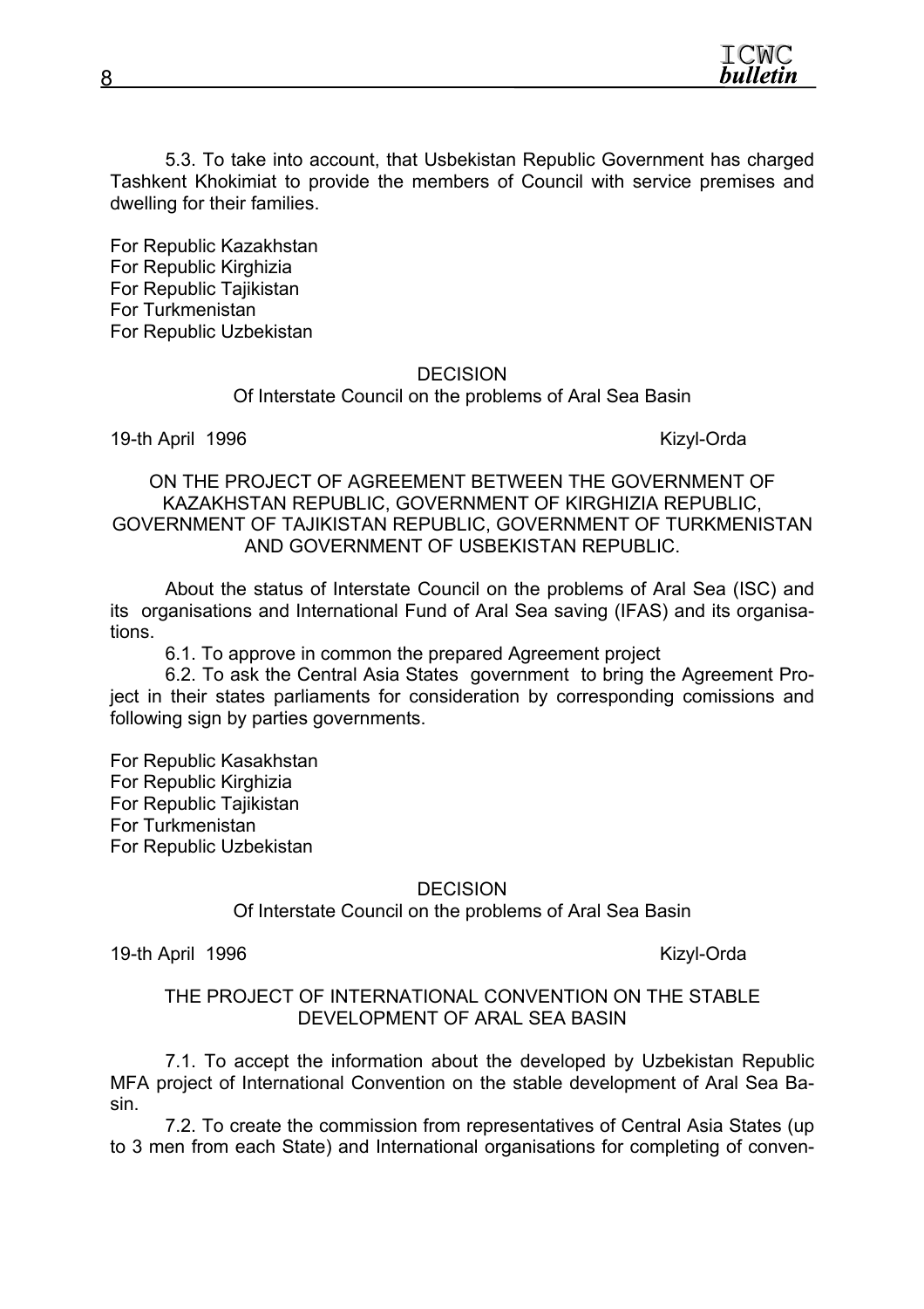5.3. To take into account, that Usbekistan Republic Government has charged Tashkent Khokimiat to provide the members of Council with service premises and dwelling for their families.

For Republic Kazakhstan
For Republic Kirghizia
For Republic Tajikistan
For Turkmenistan
For Republic Uzbekistan

DECISION
Of Interstate Council on the problems of Aral Sea Basin

19-th April 1996 Kizyl-Orda

ON THE PROJECT OF AGREEMENT BETWEEN THE GOVERNMENT OF KAZAKHSTAN REPUBLIC, GOVERNMENT OF KIRGHIZIA REPUBLIC, GOVERNMENT OF TAJIKISTAN REPUBLIC, GOVERNMENT OF TURKMENISTAN AND GOVERNMENT OF USBEKISTAN REPUBLIC.

About the status of Interstate Council on the problems of Aral Sea (ISC) and its organisations and International Fund of Aral Sea saving (IFAS) and its organisations.

6.1. To approve in common the prepared Agreement project

6.2. To ask the Central Asia States government to bring the Agreement Project in their states parliaments for consideration by corresponding comissions and following sign by parties governments.

For Republic Kasakhstan
For Republic Kirghizia
For Republic Tajikistan
For Turkmenistan
For Republic Uzbekistan

DECISION
Of Interstate Council on the problems of Aral Sea Basin

19-th April 1996 Kizyl-Orda

THE PROJECT OF INTERNATIONAL CONVENTION ON THE STABLE DEVELOPMENT OF ARAL SEA BASIN

7.1. To accept the information about the developed by Uzbekistan Republic MFA project of International Convention on the stable development of Aral Sea Basin.

7.2. To create the commission from representatives of Central Asia States (up to 3 men from each State) and International organisations for completing of conven-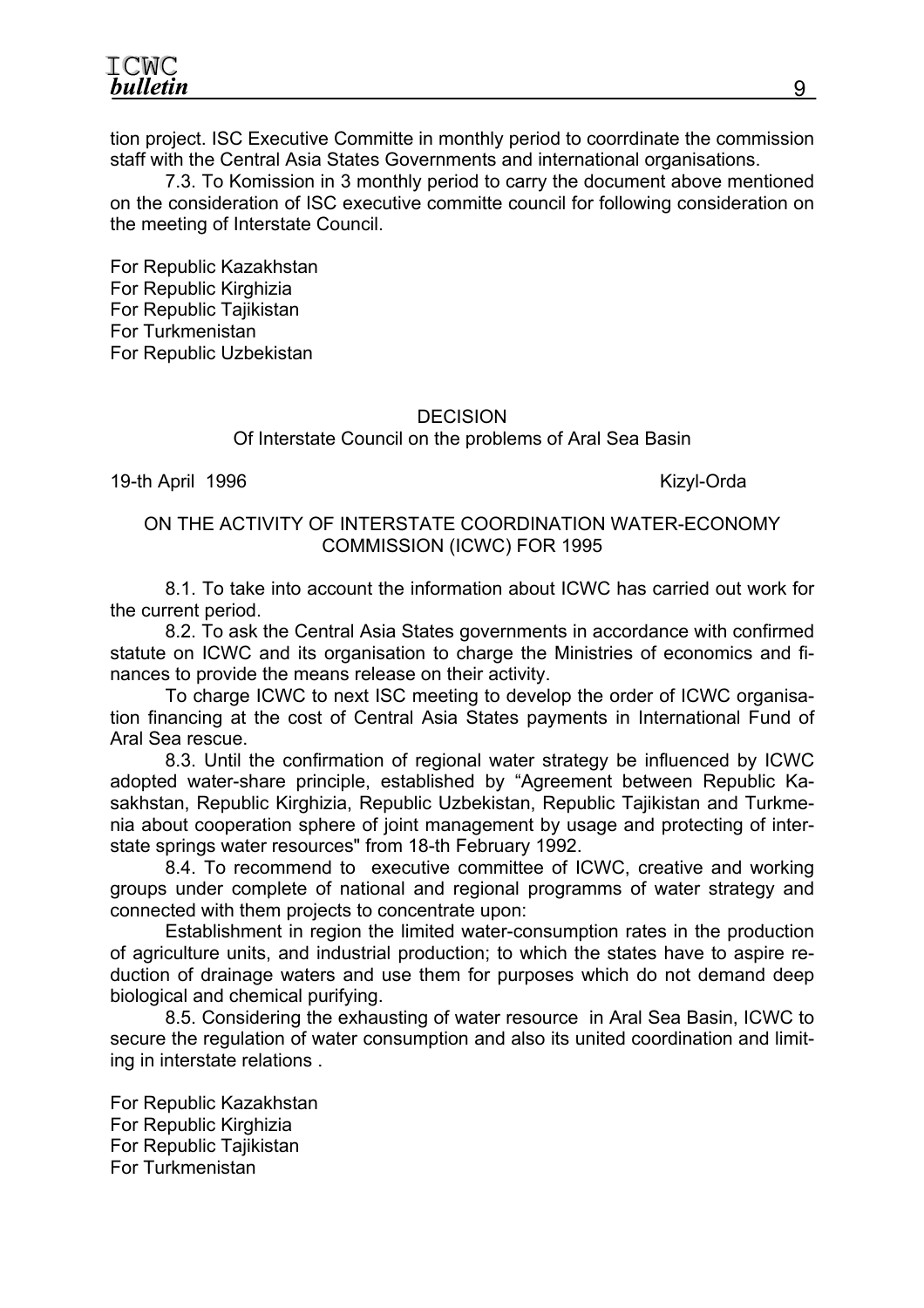tion project. ISC Executive Committe in monthly period to coorrdinate the commission staff with the Central Asia States Governments and international organisations.

7.3. To Komission in 3 monthly period to carry the document above mentioned on the consideration of ISC executive committe council for following consideration on the meeting of Interstate Council.

For Republic Kazakhstan  
For Republic Kirghizia  
For Republic Tajikistan  
For Turkmenistan  
For Republic Uzbekistan

## DECISION

Of Interstate Council on the problems of Aral Sea Basin

19-th April 1996 Kizyl-Orda

### ON THE ACTIVITY OF INTERSTATE COORDINATION WATER-ECONOMY COMMISSION (ICWC) FOR 1995

8.1. To take into account the information about ICWC has carried out work for the current period.

8.2. To ask the Central Asia States governments in accordance with confirmed statute on ICWC and its organisation to charge the Ministries of economics and finances to provide the means release on their activity.

To charge ICWC to next ISC meeting to develop the order of ICWC organisation financing at the cost of Central Asia States payments in International Fund of Aral Sea rescue.

8.3. Until the confirmation of regional water strategy be influenced by ICWC adopted water-share principle, established by "Agreement between Republic Kasakhstan, Republic Kirghizia, Republic Uzbekistan, Republic Tajikistan and Turkmenia about cooperation sphere of joint management by usage and protecting of interstate springs water resources" from 18-th February 1992.

8.4. To recommend to executive committee of ICWC, creative and working groups under complete of national and regional programms of water strategy and connected with them projects to concentrate upon:

Establishment in region the limited water-consumption rates in the production of agriculture units, and industrial production; to which the states have to aspire reduction of drainage waters and use them for purposes which do not demand deep biological and chemical purifying.

8.5. Considering the exhausting of water resource in Aral Sea Basin, ICWC to secure the regulation of water consumption and also its united coordination and limiting in interstate relations .

For Republic Kazakhstan  
For Republic Kirghizia  
For Republic Tajikistan  
For Turkmenistan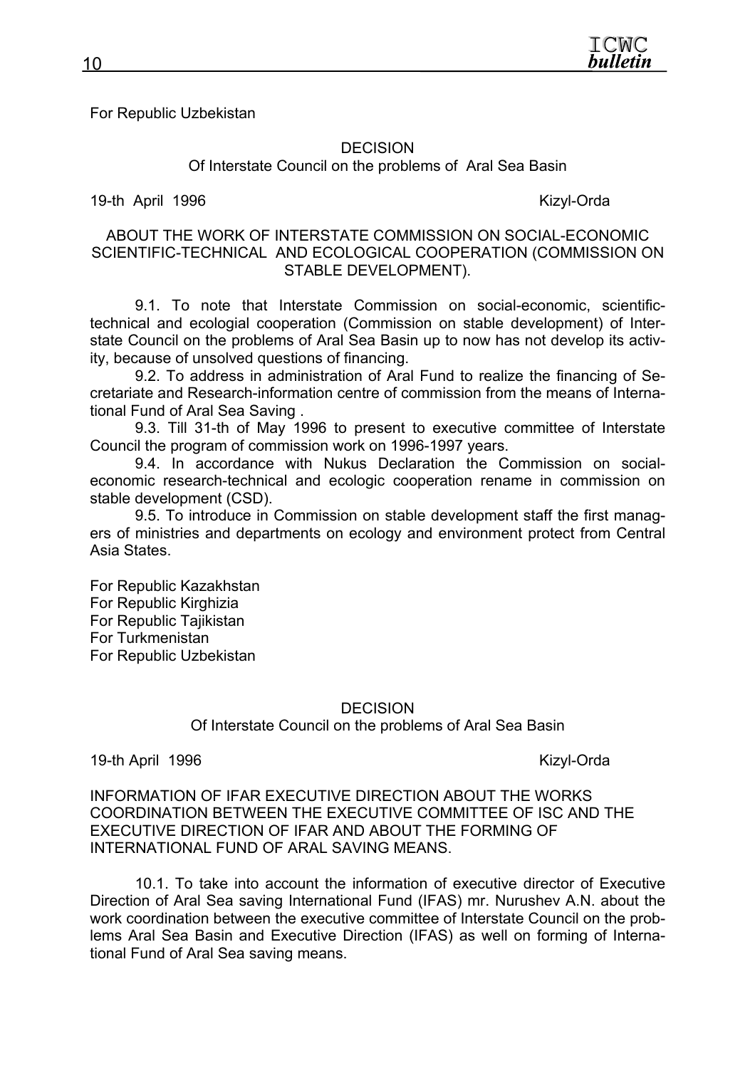For Republic Uzbekistan

DECISION

Of Interstate Council on the problems of Aral Sea Basin

19-th April 1996 Kizyl-Orda

ABOUT THE WORK OF INTERSTATE COMMISSION ON SOCIAL-ECONOMIC SCIENTIFIC-TECHNICAL AND ECOLOGICAL COOPERATION (COMMISSION ON STABLE DEVELOPMENT).

9.1. To note that Interstate Commission on social-economic, scientific-technical and ecologial cooperation (Commission on stable development) of Interstate Council on the problems of Aral Sea Basin up to now has not develop its activity, because of unsolved questions of financing.

9.2. To address in administration of Aral Fund to realize the financing of Secretariate and Research-information centre of commission from the means of International Fund of Aral Sea Saving .

9.3. Till 31-th of May 1996 to present to executive committee of Interstate Council the program of commission work on 1996-1997 years.

9.4. In accordance with Nukus Declaration the Commission on social-economic research-technical and ecologic cooperation rename in commission on stable development (CSD).

9.5. To introduce in Commission on stable development staff the first managers of ministries and departments on ecology and environment protect from Central Asia States.

For Republic Kazakhstan
For Republic Kirghizia
For Republic Tajikistan
For Turkmenistan
For Republic Uzbekistan

DECISION

Of Interstate Council on the problems of Aral Sea Basin

19-th April 1996 Kizyl-Orda

INFORMATION OF IFAR EXECUTIVE DIRECTION ABOUT THE WORKS COORDINATION BETWEEN THE EXECUTIVE COMMITTEE OF ISC AND THE EXECUTIVE DIRECTION OF IFAR AND ABOUT THE FORMING OF INTERNATIONAL FUND OF ARAL SAVING MEANS.

10.1. To take into account the information of executive director of Executive Direction of Aral Sea saving International Fund (IFAS) mr. Nurushev A.N. about the work coordination between the executive committee of Interstate Council on the problems Aral Sea Basin and Executive Direction (IFAS) as well on forming of International Fund of Aral Sea saving means.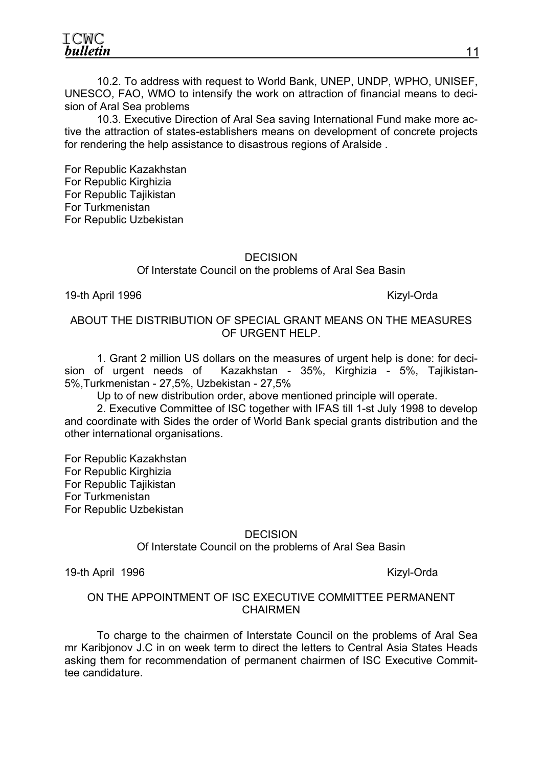10.2. To address with request to World Bank, UNEP, UNDP, WPHO, UNISEF, UNESCO, FAO, WMO to intensify the work on attraction of financial means to decision of Aral Sea problems

10.3. Executive Direction of Aral Sea saving International Fund make more active the attraction of states-establishers means on development of concrete projects for rendering the help assistance to disastrous regions of Aralside .

For Republic Kazakhstan
For Republic Kirghizia
For Republic Tajikistan
For Turkmenistan
For Republic Uzbekistan

DECISION
Of Interstate Council on the problems of Aral Sea Basin

19-th April 1996 Kizyl-Orda

ABOUT THE DISTRIBUTION OF SPECIAL GRANT MEANS ON THE MEASURES OF URGENT HELP.

1. Grant 2 million US dollars on the measures of urgent help is done: for decision of urgent needs of Kazakhstan - 35%, Kirghizia - 5%, Tajikistan-5%,Turkmenistan - 27,5%, Uzbekistan - 27,5%

Up to of new distribution order, above mentioned principle will operate.

2. Executive Committee of ISC together with IFAS till 1-st July 1998 to develop and coordinate with Sides the order of World Bank special grants distribution and the other international organisations.

For Republic Kazakhstan
For Republic Kirghizia
For Republic Tajikistan
For Turkmenistan
For Republic Uzbekistan

DECISION
Of Interstate Council on the problems of Aral Sea Basin

19-th April 1996 Kizyl-Orda

ON THE APPOINTMENT OF ISC EXECUTIVE COMMITTEE PERMANENT CHAIRMEN

To charge to the chairmen of Interstate Council on the problems of Aral Sea mr Karibjonov J.C in on week term to direct the letters to Central Asia States Heads asking them for recommendation of permanent chairmen of ISC Executive Committee candidature.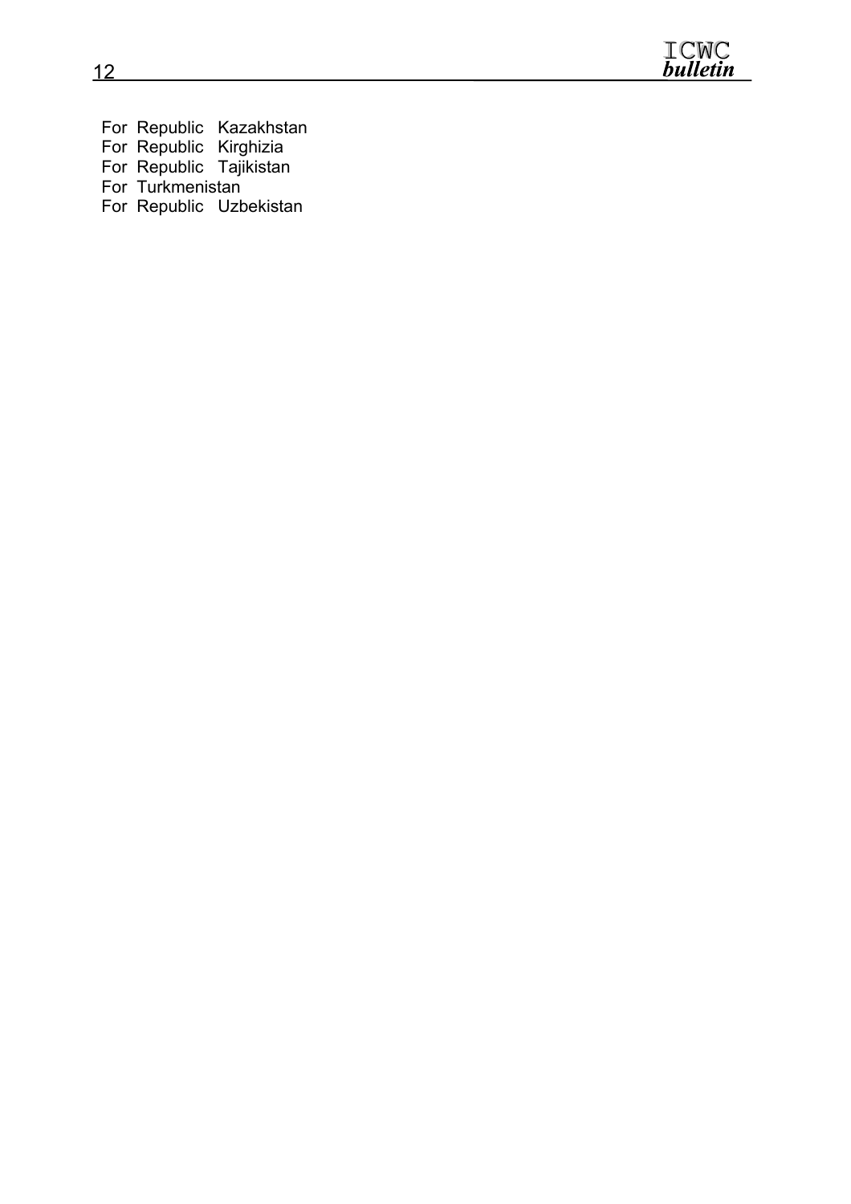For Republic Kazakhstan

For Republic Kirghizia

For Republic Tajikistan

For Turkmenistan

For Republic Uzbekistan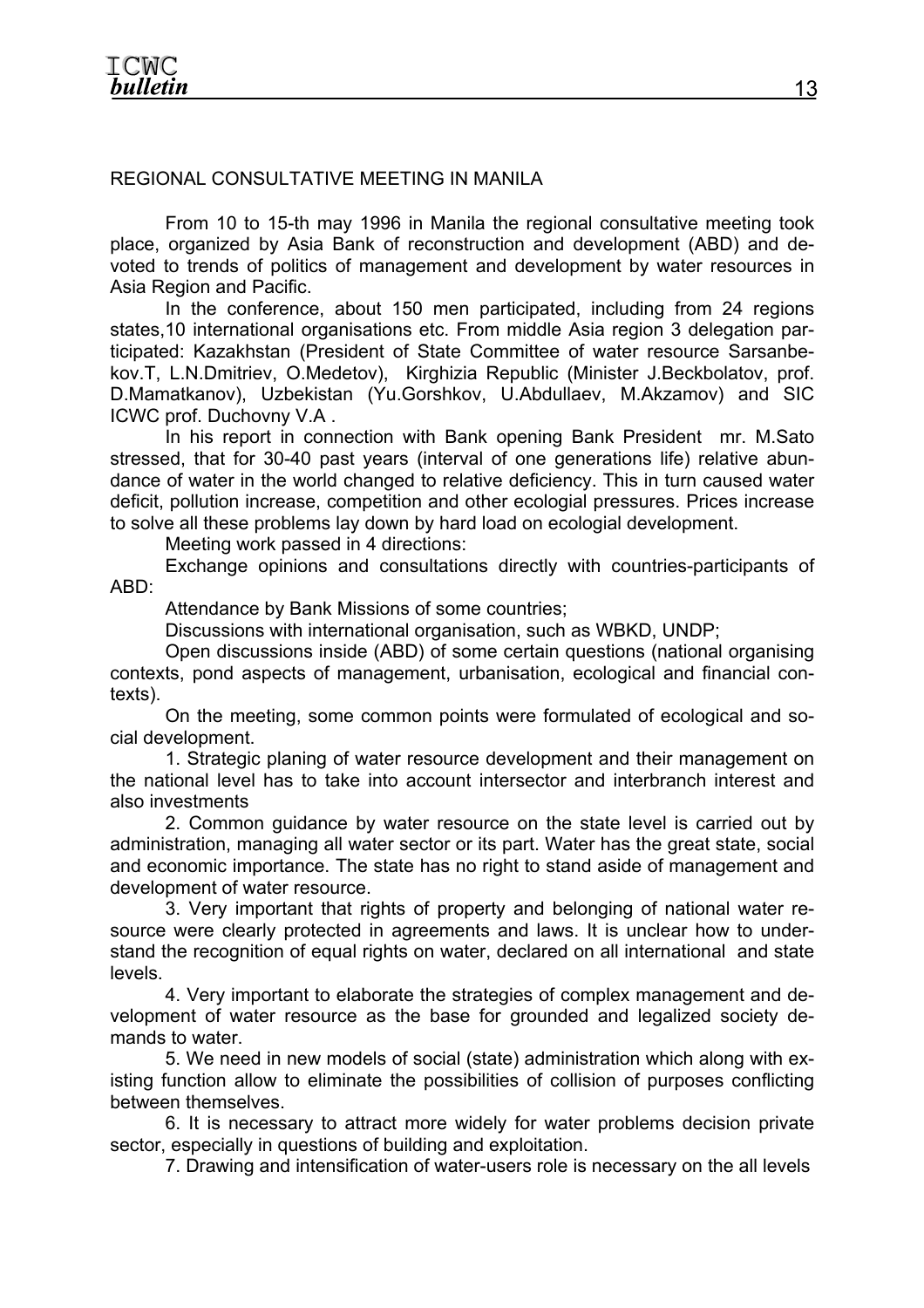## REGIONAL CONSULTATIVE MEETING IN MANILA

From 10 to 15-th may 1996 in Manila the regional consultative meeting took place, organized by Asia Bank of reconstruction and development (ABD) and devoted to trends of politics of management and development by water resources in Asia Region and Pacific.

In the conference, about 150 men participated, including from 24 regions states,10 international organisations etc. From middle Asia region 3 delegation participated: Kazakhstan (President of State Committee of water resource Sarsanbekov.T, L.N.Dmitriev, O.Medetov), Kirghizia Republic (Minister J.Beckbolatov, prof. D.Mamatkanov), Uzbekistan (Yu.Gorshkov, U.Abdullaev, M.Akzamov) and SIC ICWC prof. Duchovny V.A .

In his report in connection with Bank opening Bank President mr. M.Sato stressed, that for 30-40 past years (interval of one generations life) relative abundance of water in the world changed to relative deficiency. This in turn caused water deficit, pollution increase, competition and other ecologial pressures. Prices increase to solve all these problems lay down by hard load on ecologial development.

Meeting work passed in 4 directions:

Exchange opinions and consultations directly with countries-participants of ABD:

Attendance by Bank Missions of some countries;

Discussions with international organisation, such as WBKD, UNDP;

Open discussions inside (ABD) of some certain questions (national organising contexts, pond aspects of management, urbanisation, ecological and financial contexts).

On the meeting, some common points were formulated of ecological and social development.

1. Strategic planing of water resource development and their management on the national level has to take into account intersector and interbranch interest and also investments

2. Common guidance by water resource on the state level is carried out by administration, managing all water sector or its part. Water has the great state, social and economic importance. The state has no right to stand aside of management and development of water resource.

3. Very important that rights of property and belonging of national water resource were clearly protected in agreements and laws. It is unclear how to understand the recognition of equal rights on water, declared on all international and state levels.

4. Very important to elaborate the strategies of complex management and development of water resource as the base for grounded and legalized society demands to water.

5. We need in new models of social (state) administration which along with existing function allow to eliminate the possibilities of collision of purposes conflicting between themselves.

6. It is necessary to attract more widely for water problems decision private sector, especially in questions of building and exploitation.

7. Drawing and intensification of water-users role is necessary on the all levels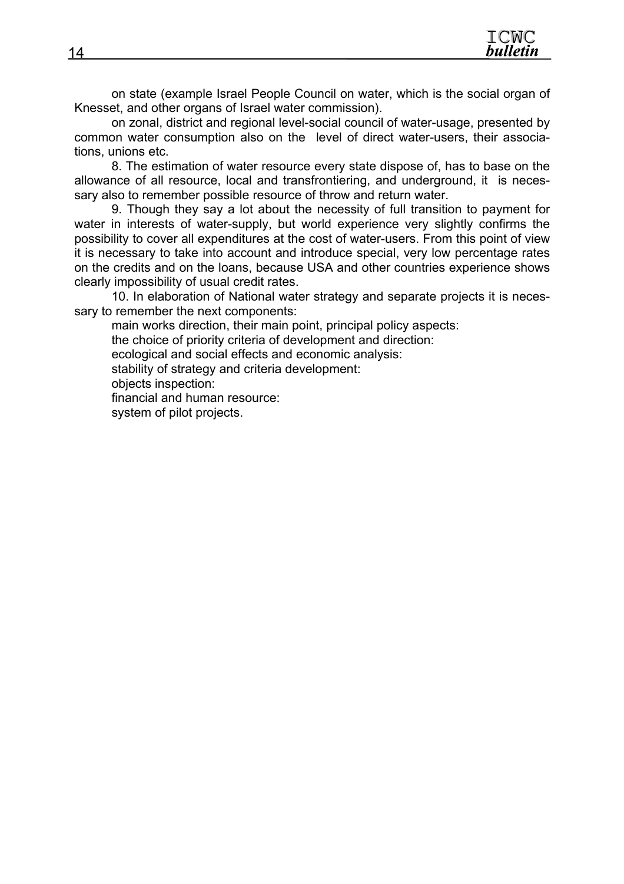on state (example Israel People Council on water, which is the social organ of Knesset, and other organs of Israel water commission).

on zonal, district and regional level-social council of water-usage, presented by common water consumption also on the level of direct water-users, their associations, unions etc.

8. The estimation of water resource every state dispose of, has to base on the allowance of all resource, local and transfrontiering, and underground, it is necessary also to remember possible resource of throw and return water.

9. Though they say a lot about the necessity of full transition to payment for water in interests of water-supply, but world experience very slightly confirms the possibility to cover all expenditures at the cost of water-users. From this point of view it is necessary to take into account and introduce special, very low percentage rates on the credits and on the loans, because USA and other countries experience shows clearly impossibility of usual credit rates.

10. In elaboration of National water strategy and separate projects it is necessary to remember the next components:

main works direction, their main point, principal policy aspects:

the choice of priority criteria of development and direction:

ecological and social effects and economic analysis:

stability of strategy and criteria development:

objects inspection:

financial and human resource:

system of pilot projects.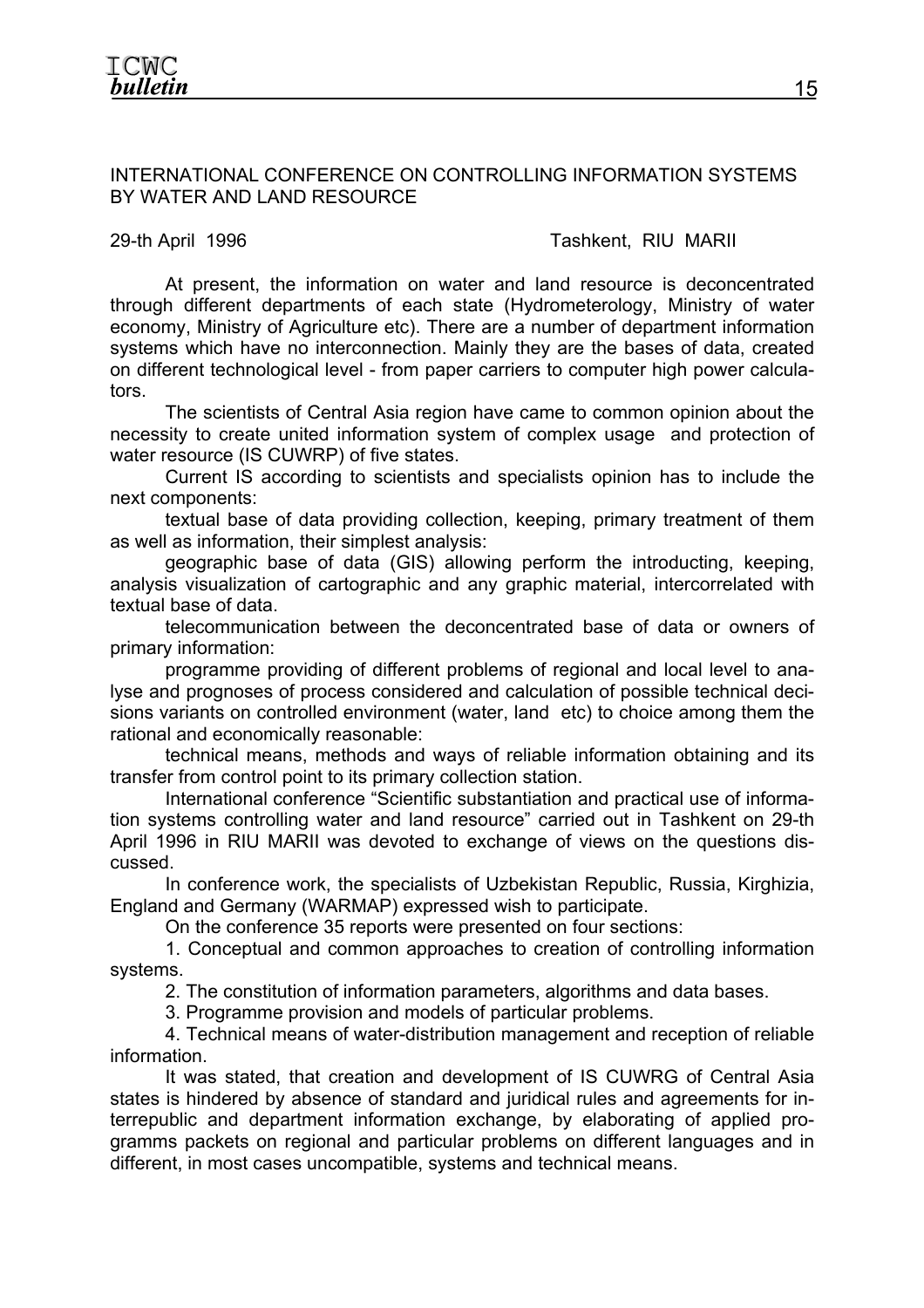## INTERNATIONAL CONFERENCE ON CONTROLLING INFORMATION SYSTEMS BY WATER AND LAND RESOURCE

29-th April 1996 Tashkent, RIU MARII

At present, the information on water and land resource is deconcentrated through different departments of each state (Hydrometerology, Ministry of water economy, Ministry of Agriculture etc). There are a number of department information systems which have no interconnection. Mainly they are the bases of data, created on different technological level - from paper carriers to computer high power calculators.

The scientists of Central Asia region have came to common opinion about the necessity to create united information system of complex usage and protection of water resource (IS CUWRP) of five states.

Current IS according to scientists and specialists opinion has to include the next components:

textual base of data providing collection, keeping, primary treatment of them as well as information, their simplest analysis:

geographic base of data (GIS) allowing perform the introducting, keeping, analysis visualization of cartographic and any graphic material, intercorrelated with textual base of data.

telecommunication between the deconcentrated base of data or owners of primary information:

programme providing of different problems of regional and local level to analyse and prognoses of process considered and calculation of possible technical decisions variants on controlled environment (water, land etc) to choice among them the rational and economically reasonable:

technical means, methods and ways of reliable information obtaining and its transfer from control point to its primary collection station.

International conference "Scientific substantiation and practical use of information systems controlling water and land resource" carried out in Tashkent on 29-th April 1996 in RIU MARII was devoted to exchange of views on the questions discussed.

In conference work, the specialists of Uzbekistan Republic, Russia, Kirghizia, England and Germany (WARMAP) expressed wish to participate.

On the conference 35 reports were presented on four sections:

1. Conceptual and common approaches to creation of controlling information systems.
2. The constitution of information parameters, algorithms and data bases.
3. Programme provision and models of particular problems.
4. Technical means of water-distribution management and reception of reliable information.

It was stated, that creation and development of IS CUWRG of Central Asia states is hindered by absence of standard and juridical rules and agreements for interrepublic and department information exchange, by elaborating of applied programms packets on regional and particular problems on different languages and in different, in most cases uncompatible, systems and technical means.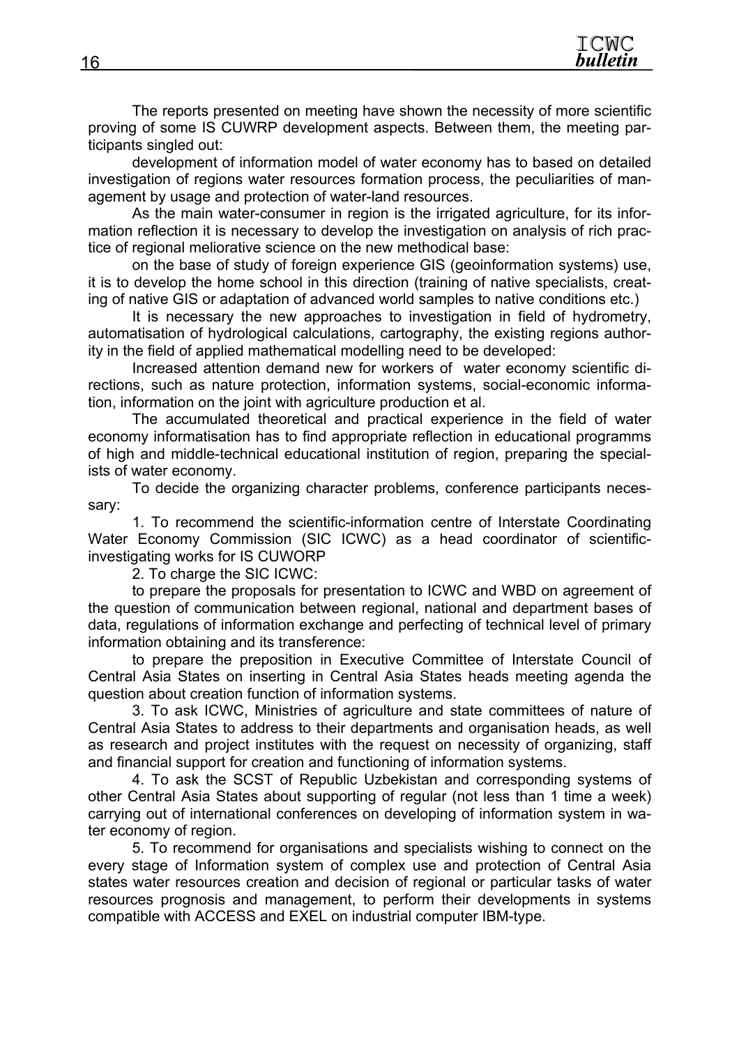The reports presented on meeting have shown the necessity of more scientific proving of some IS CUWRP development aspects. Between them, the meeting participants singled out:

development of information model of water economy has to based on detailed investigation of regions water resources formation process, the peculiarities of management by usage and protection of water-land resources.

As the main water-consumer in region is the irrigated agriculture, for its information reflection it is necessary to develop the investigation on analysis of rich practice of regional meliorative science on the new methodical base:

on the base of study of foreign experience GIS (geoinformation systems) use, it is to develop the home school in this direction (training of native specialists, creating of native GIS or adaptation of advanced world samples to native conditions etc.)

It is necessary the new approaches to investigation in field of hydrometry, automatisation of hydrological calculations, cartography, the existing regions authority in the field of applied mathematical modelling need to be developed:

Increased attention demand new for workers of water economy scientific directions, such as nature protection, information systems, social-economic information, information on the joint with agriculture production et al.

The accumulated theoretical and practical experience in the field of water economy informatisation has to find appropriate reflection in educational programms of high and middle-technical educational institution of region, preparing the specialists of water economy.

To decide the organizing character problems, conference participants necessary:

1. To recommend the scientific-information centre of Interstate Coordinating Water Economy Commission (SIC ICWC) as a head coordinator of scientific-investigating works for IS CUWORP

2. To charge the SIC ICWC:

to prepare the proposals for presentation to ICWC and WBD on agreement of the question of communication between regional, national and department bases of data, regulations of information exchange and perfecting of technical level of primary information obtaining and its transference:

to prepare the preposition in Executive Committee of Interstate Council of Central Asia States on inserting in Central Asia States heads meeting agenda the question about creation function of information systems.

3. To ask ICWC, Ministries of agriculture and state committees of nature of Central Asia States to address to their departments and organisation heads, as well as research and project institutes with the request on necessity of organizing, staff and financial support for creation and functioning of information systems.

4. To ask the SCST of Republic Uzbekistan and corresponding systems of other Central Asia States about supporting of regular (not less than 1 time a week) carrying out of international conferences on developing of information system in water economy of region.

5. To recommend for organisations and specialists wishing to connect on the every stage of Information system of complex use and protection of Central Asia states water resources creation and decision of regional or particular tasks of water resources prognosis and management, to perform their developments in systems compatible with ACCESS and EXEL on industrial computer IBM-type.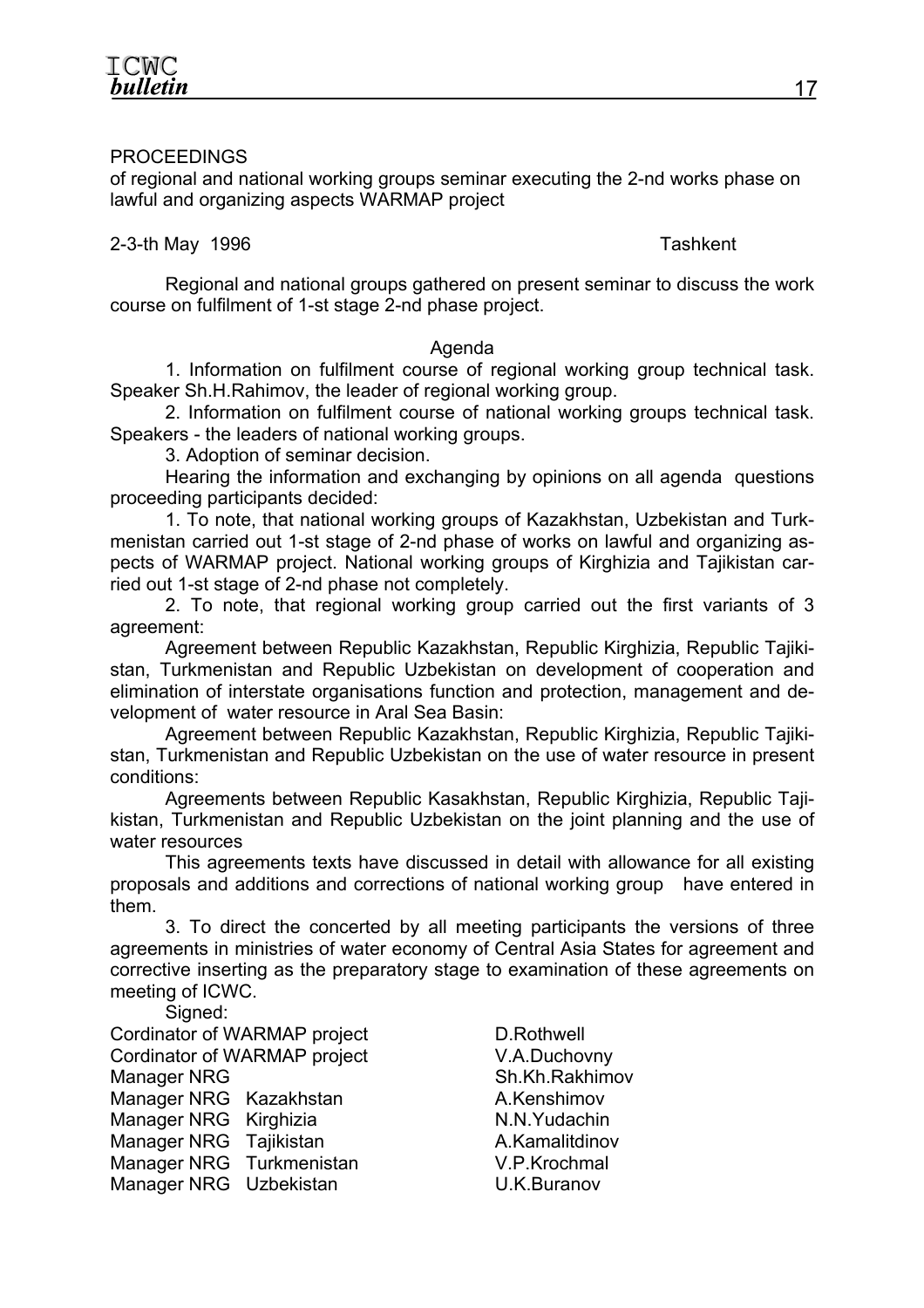PROCEEDINGS

of regional and national working groups seminar executing the 2-nd works phase on lawful and organizing aspects WARMAP project

2-3-th May 1996 Tashkent

Regional and national groups gathered on present seminar to discuss the work course on fulfilment of 1-st stage 2-nd phase project.

Agenda

1. Information on fulfilment course of regional working group technical task. Speaker Sh.H.Rahimov, the leader of regional working group.

2. Information on fulfilment course of national working groups technical task. Speakers - the leaders of national working groups.

3. Adoption of seminar decision.

Hearing the information and exchanging by opinions on all agenda questions proceeding participants decided:

1. To note, that national working groups of Kazakhstan, Uzbekistan and Turkmenistan carried out 1-st stage of 2-nd phase of works on lawful and organizing aspects of WARMAP project. National working groups of Kirghizia and Tajikistan carried out 1-st stage of 2-nd phase not completely.

2. To note, that regional working group carried out the first variants of 3 agreement:

Agreement between Republic Kazakhstan, Republic Kirghizia, Republic Tajikistan, Turkmenistan and Republic Uzbekistan on development of cooperation and elimination of interstate organisations function and protection, management and development of water resource in Aral Sea Basin:

Agreement between Republic Kazakhstan, Republic Kirghizia, Republic Tajikistan, Turkmenistan and Republic Uzbekistan on the use of water resource in present conditions:

Agreements between Republic Kasakhstan, Republic Kirghizia, Republic Tajikistan, Turkmenistan and Republic Uzbekistan on the joint planning and the use of water resources

This agreements texts have discussed in detail with allowance for all existing proposals and additions and corrections of national working group have entered in them.

3. To direct the concerted by all meeting participants the versions of three agreements in ministries of water economy of Central Asia States for agreement and corrective inserting as the preparatory stage to examination of these agreements on meeting of ICWC.

Signed:

| | |
|---|---|
| Cordinator of WARMAP project | D.Rothwell |
| Cordinator of WARMAP project | V.A.Duchovny |
| Manager NRG | Sh.Kh.Rakhimov |
| Manager NRG Kazakhstan | A.Kenshimov |
| Manager NRG Kirghizia | N.N.Yudachin |
| Manager NRG Tajikistan | A.Kamalitdinov |
| Manager NRG Turkmenistan | V.P.Krochmal |
| Manager NRG Uzbekistan | U.K.Buranov |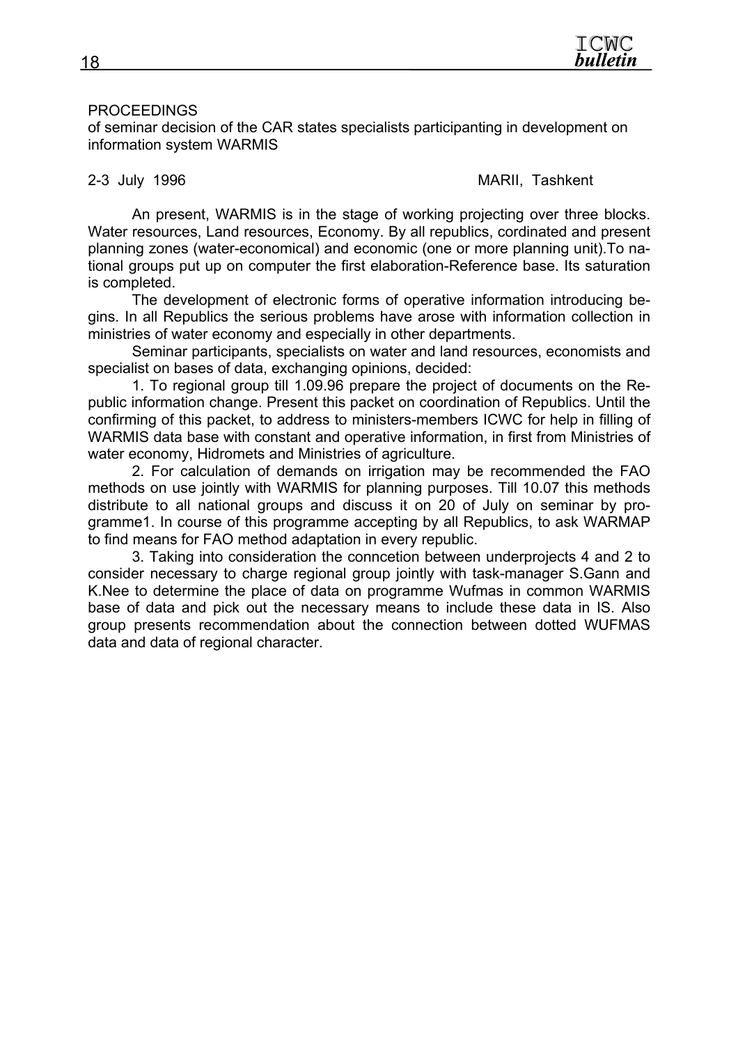PROCEEDINGS

of seminar decision of the CAR states specialists participanting in development on information system WARMIS

2-3 July 1996 MARII, Tashkent

An present, WARMIS is in the stage of working projecting over three blocks. Water resources, Land resources, Economy. By all republics, cordinated and present planning zones (water-economical) and economic (one or more planning unit).To national groups put up on computer the first elaboration-Reference base. Its saturation is completed.

The development of electronic forms of operative information introducing begins. In all Republics the serious problems have arose with information collection in ministries of water economy and especially in other departments.

Seminar participants, specialists on water and land resources, economists and specialist on bases of data, exchanging opinions, decided:

1. To regional group till 1.09.96 prepare the project of documents on the Republic information change. Present this packet on coordination of Republics. Until the confirming of this packet, to address to ministers-members ICWC for help in filling of WARMIS data base with constant and operative information, in first from Ministries of water economy, Hidromets and Ministries of agriculture.

2. For calculation of demands on irrigation may be recommended the FAO methods on use jointly with WARMIS for planning purposes. Till 10.07 this methods distribute to all national groups and discuss it on 20 of July on seminar by programme1. In course of this programme accepting by all Republics, to ask WARMAP to find means for FAO method adaptation in every republic.

3. Taking into consideration the conncetion between underprojects 4 and 2 to consider necessary to charge regional group jointly with task-manager S.Gann and K.Nee to determine the place of data on programme Wufmas in common WARMIS base of data and pick out the necessary means to include these data in IS. Also group presents recommendation about the connection between dotted WUFMAS data and data of regional character.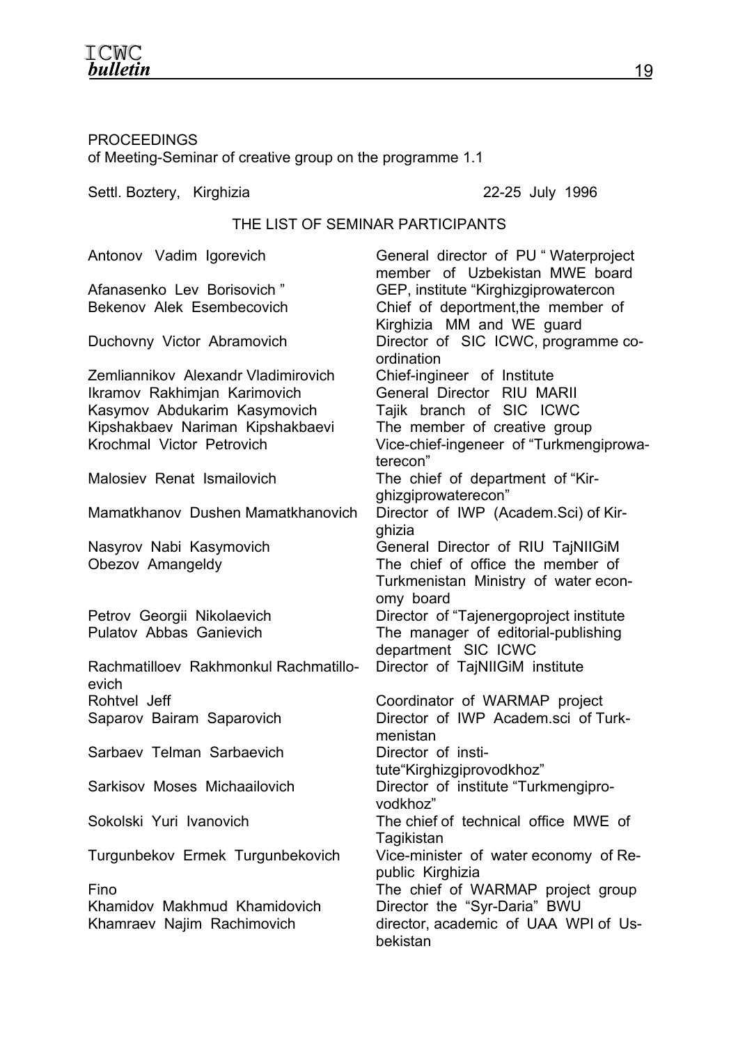PROCEEDINGS
of Meeting-Seminar of creative group on the programme 1.1

Settl. Boztery, Kirghizia 22-25 July 1996

## THE LIST OF SEMINAR PARTICIPANTS

| | |
|---|---|
| Antonov Vadim Igorevich | General director of PU " Waterproject member of Uzbekistan MWE board |
| Afanasenko Lev Borisovich " | GEP, institute "Kirghizgiprowatercon |
| Bekenov Alek Esembecovich | Chief of deportment,the member of Kirghizia MM and WE guard |
| Duchovny Victor Abramovich | Director of SIC ICWC, programme co-ordination |
| Zemliannikov Alexandr Vladimirovich | Chief-ingineer of Institute |
| Ikramov Rakhimjan Karimovich | General Director RIU MARII |
| Kasymov Abdukarim Kasymovich | Tajik branch of SIC ICWC |
| Kipshakbaev Nariman Kipshakbaevi | The member of creative group |
| Krochmal Victor Petrovich | Vice-chief-ingeneer of "Turkmengiprowaterecon" |
| Malosiev Renat Ismailovich | The chief of department of "Kirghizgiprowaterecon" |
| Mamatkhanov Dushen Mamatkhanovich | Director of IWP (Academ.Sci) of Kirghizia |
| Nasyrov Nabi Kasymovich | General Director of RIU TajNIIGiM |
| Obezov Amangeldy | The chief of office the member of Turkmenistan Ministry of water economy board |
| Petrov Georgii Nikolaevich | Director of "Tajenergoproject institute |
| Pulatov Abbas Ganievich | The manager of editorial-publishing department SIC ICWC |
| Rachmatilloev Rakhmonkul Rachmatilloevich | Director of TajNIIGiM institute |
| Rohtvel Jeff | Coordinator of WARMAP project |
| Saparov Bairam Saparovich | Director of IWP Academ.sci of Turkmenistan |
| Sarbaev Telman Sarbaevich | Director of institute"Kirghizgiprovodkhoz" |
| Sarkisov Moses Michaailovich | Director of institute "Turkmengiprovodkhoz" |
| Sokolski Yuri Ivanovich | The chief of technical office MWE of Tagikistan |
| Turgunbekov Ermek Turgunbekovich | Vice-minister of water economy of Republic Kirghizia |
| Fino | The chief of WARMAP project group |
| Khamidov Makhmud Khamidovich | Director the "Syr-Daria" BWU |
| Khamraev Najim Rachimovich | director, academic of UAA WPI of Usbekistan |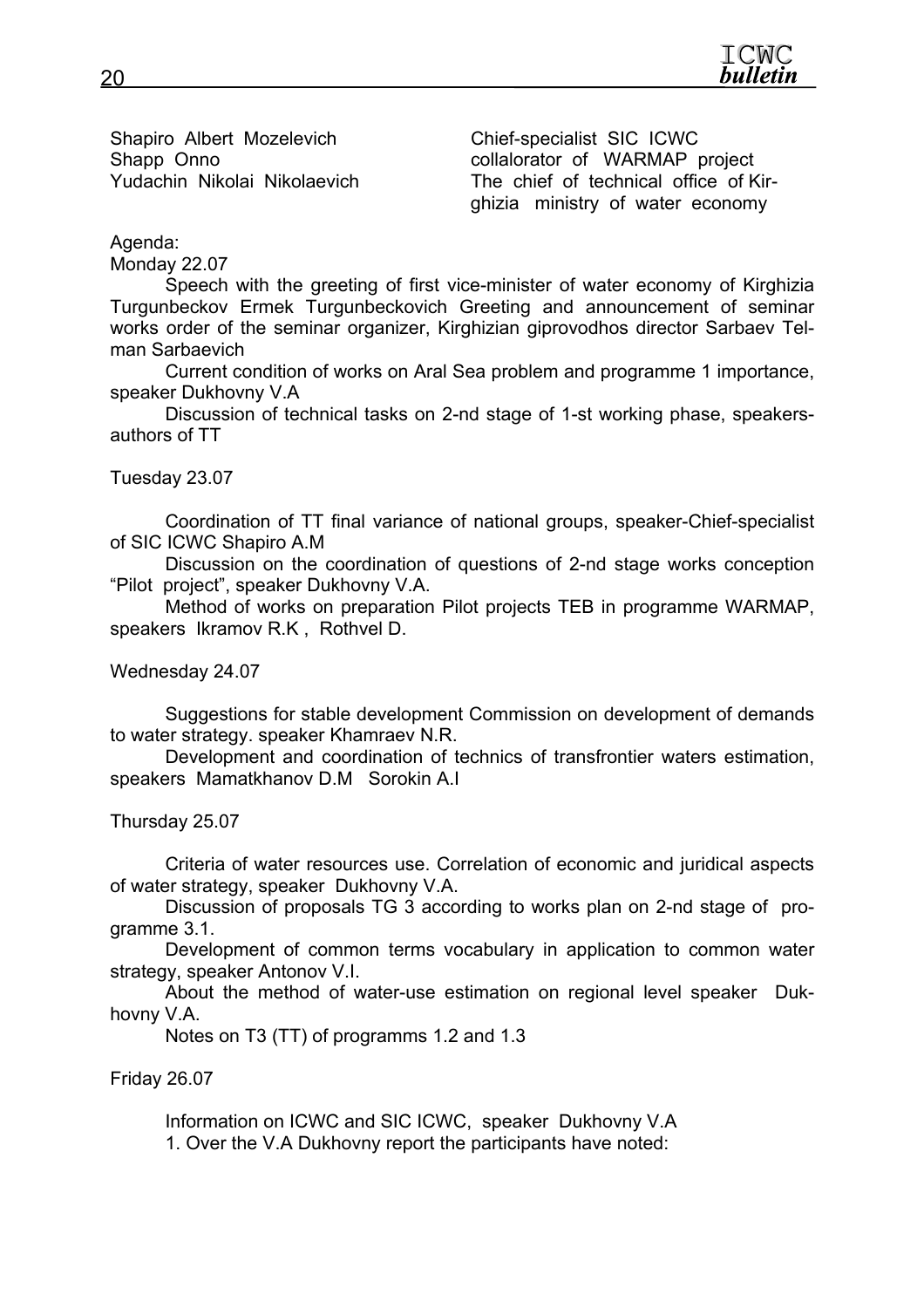| | |
|---|---|
| Shapiro Albert Mozelevich | Chief-specialist SIC ICWC |
| Shapp Onno | collalorator of WARMAP project |
| Yudachin Nikolai Nikolaevich | The chief of technical office of Kirghizia ministry of water economy |

Agenda:

Monday 22.07

Speech with the greeting of first vice-minister of water economy of Kirghizia Turgunbeckov Ermek Turgunbeckovich Greeting and announcement of seminar works order of the seminar organizer, Kirghizian giprovodhos director Sarbaev Telman Sarbaevich

Current condition of works on Aral Sea problem and programme 1 importance, speaker Dukhovny V.A

Discussion of technical tasks on 2-nd stage of 1-st working phase, speakers-authors of TT

Tuesday 23.07

Coordination of TT final variance of national groups, speaker-Chief-specialist of SIC ICWC Shapiro A.M

Discussion on the coordination of questions of 2-nd stage works conception "Pilot project", speaker Dukhovny V.A.

Method of works on preparation Pilot projects TEB in programme WARMAP, speakers Ikramov R.K , Rothvel D.

Wednesday 24.07

Suggestions for stable development Commission on development of demands to water strategy. speaker Khamraev N.R.

Development and coordination of technics of transfrontier waters estimation, speakers Mamatkhanov D.M Sorokin A.I

Thursday 25.07

Criteria of water resources use. Correlation of economic and juridical aspects of water strategy, speaker Dukhovny V.A.

Discussion of proposals TG 3 according to works plan on 2-nd stage of programme 3.1.

Development of common terms vocabulary in application to common water strategy, speaker Antonov V.I.

About the method of water-use estimation on regional level speaker Dukhovny V.A.

Notes on T3 (TT) of programms 1.2 and 1.3

Friday 26.07

Information on ICWC and SIC ICWC, speaker Dukhovny V.A

1. Over the V.A Dukhovny report the participants have noted: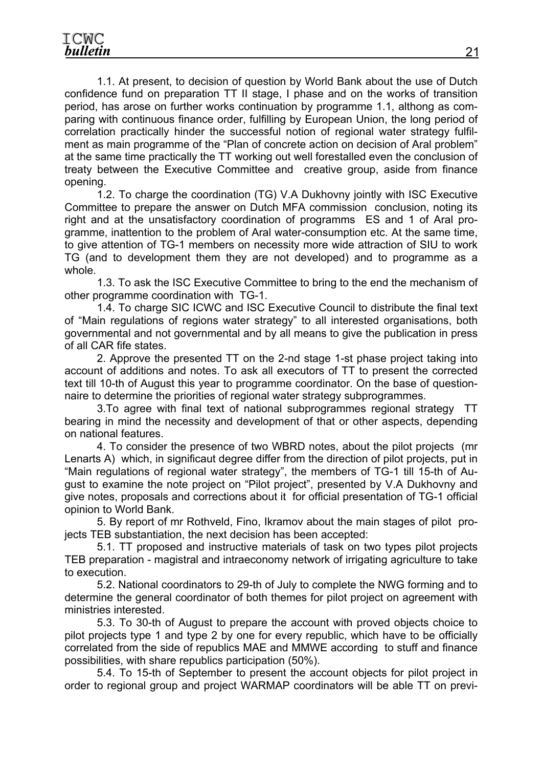1.1. At present, to decision of question by World Bank about the use of Dutch confidence fund on preparation TT II stage, I phase and on the works of transition period, has arose on further works continuation by programme 1.1, althong as comparing with continuous finance order, fulfilling by European Union, the long period of correlation practically hinder the successful notion of regional water strategy fulfilment as main programme of the "Plan of concrete action on decision of Aral problem" at the same time practically the TT working out well forestalled even the conclusion of treaty between the Executive Committee and creative group, aside from finance opening.

1.2. To charge the coordination (TG) V.A Dukhovny jointly with ISC Executive Committee to prepare the answer on Dutch MFA commission conclusion, noting its right and at the unsatisfactory coordination of programms ES and 1 of Aral programme, inattention to the problem of Aral water-consumption etc. At the same time, to give attention of TG-1 members on necessity more wide attraction of SIU to work TG (and to development them they are not developed) and to programme as a whole.

1.3. To ask the ISC Executive Committee to bring to the end the mechanism of other programme coordination with TG-1.

1.4. To charge SIC ICWC and ISC Executive Council to distribute the final text of "Main regulations of regions water strategy" to all interested organisations, both governmental and not governmental and by all means to give the publication in press of all CAR fife states.

2. Approve the presented TT on the 2-nd stage 1-st phase project taking into account of additions and notes. To ask all executors of TT to present the corrected text till 10-th of August this year to programme coordinator. On the base of questionnaire to determine the priorities of regional water strategy subprogrammes.

3.To agree with final text of national subprogrammes regional strategy TT bearing in mind the necessity and development of that or other aspects, depending on national features.

4. To consider the presence of two WBRD notes, about the pilot projects (mr Lenarts A) which, in significaut degree differ from the direction of pilot projects, put in "Main regulations of regional water strategy", the members of TG-1 till 15-th of August to examine the note project on "Pilot project", presented by V.A Dukhovny and give notes, proposals and corrections about it for official presentation of TG-1 official opinion to World Bank.

5. By report of mr Rothveld, Fino, Ikramov about the main stages of pilot projects TEB substantiation, the next decision has been accepted:

5.1. TT proposed and instructive materials of task on two types pilot projects TEB preparation - magistral and intraeconomy network of irrigating agriculture to take to execution.

5.2. National coordinators to 29-th of July to complete the NWG forming and to determine the general coordinator of both themes for pilot project on agreement with ministries interested.

5.3. To 30-th of August to prepare the account with proved objects choice to pilot projects type 1 and type 2 by one for every republic, which have to be officially correlated from the side of republics MAE and MMWE according to stuff and finance possibilities, with share republics participation (50%).

5.4. To 15-th of September to present the account objects for pilot project in order to regional group and project WARMAP coordinators will be able TT on previ-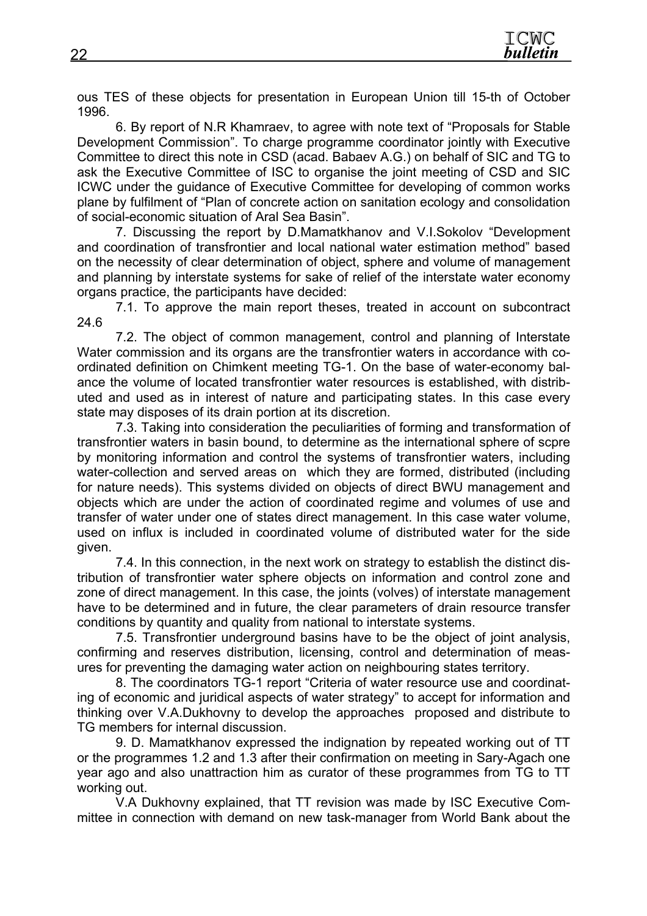ous TES of these objects for presentation in European Union till 15-th of October 1996.

6. By report of N.R Khamraev, to agree with note text of "Proposals for Stable Development Commission". To charge programme coordinator jointly with Executive Committee to direct this note in CSD (acad. Babaev A.G.) on behalf of SIC and TG to ask the Executive Committee of ISC to organise the joint meeting of CSD and SIC ICWC under the guidance of Executive Committee for developing of common works plane by fulfilment of "Plan of concrete action on sanitation ecology and consolidation of social-economic situation of Aral Sea Basin".

7. Discussing the report by D.Mamatkhanov and V.I.Sokolov "Development and coordination of transfrontier and local national water estimation method" based on the necessity of clear determination of object, sphere and volume of management and planning by interstate systems for sake of relief of the interstate water economy organs practice, the participants have decided:

7.1. To approve the main report theses, treated in account on subcontract 24.6

7.2. The object of common management, control and planning of Interstate Water commission and its organs are the transfrontier waters in accordance with coordinated definition on Chimkent meeting TG-1. On the base of water-economy balance the volume of located transfrontier water resources is established, with distributed and used as in interest of nature and participating states. In this case every state may disposes of its drain portion at its discretion.

7.3. Taking into consideration the peculiarities of forming and transformation of transfrontier waters in basin bound, to determine as the international sphere of scpre by monitoring information and control the systems of transfrontier waters, including water-collection and served areas on which they are formed, distributed (including for nature needs). This systems divided on objects of direct BWU management and objects which are under the action of coordinated regime and volumes of use and transfer of water under one of states direct management. In this case water volume, used on influx is included in coordinated volume of distributed water for the side given.

7.4. In this connection, in the next work on strategy to establish the distinct distribution of transfrontier water sphere objects on information and control zone and zone of direct management. In this case, the joints (volves) of interstate management have to be determined and in future, the clear parameters of drain resource transfer conditions by quantity and quality from national to interstate systems.

7.5. Transfrontier underground basins have to be the object of joint analysis, confirming and reserves distribution, licensing, control and determination of measures for preventing the damaging water action on neighbouring states territory.

8. The coordinators TG-1 report "Criteria of water resource use and coordinating of economic and juridical aspects of water strategy" to accept for information and thinking over V.A.Dukhovny to develop the approaches proposed and distribute to TG members for internal discussion.

9. D. Mamatkhanov expressed the indignation by repeated working out of TT or the programmes 1.2 and 1.3 after their confirmation on meeting in Sary-Agach one year ago and also unattraction him as curator of these programmes from TG to TT working out.

V.A Dukhovny explained, that TT revision was made by ISC Executive Committee in connection with demand on new task-manager from World Bank about the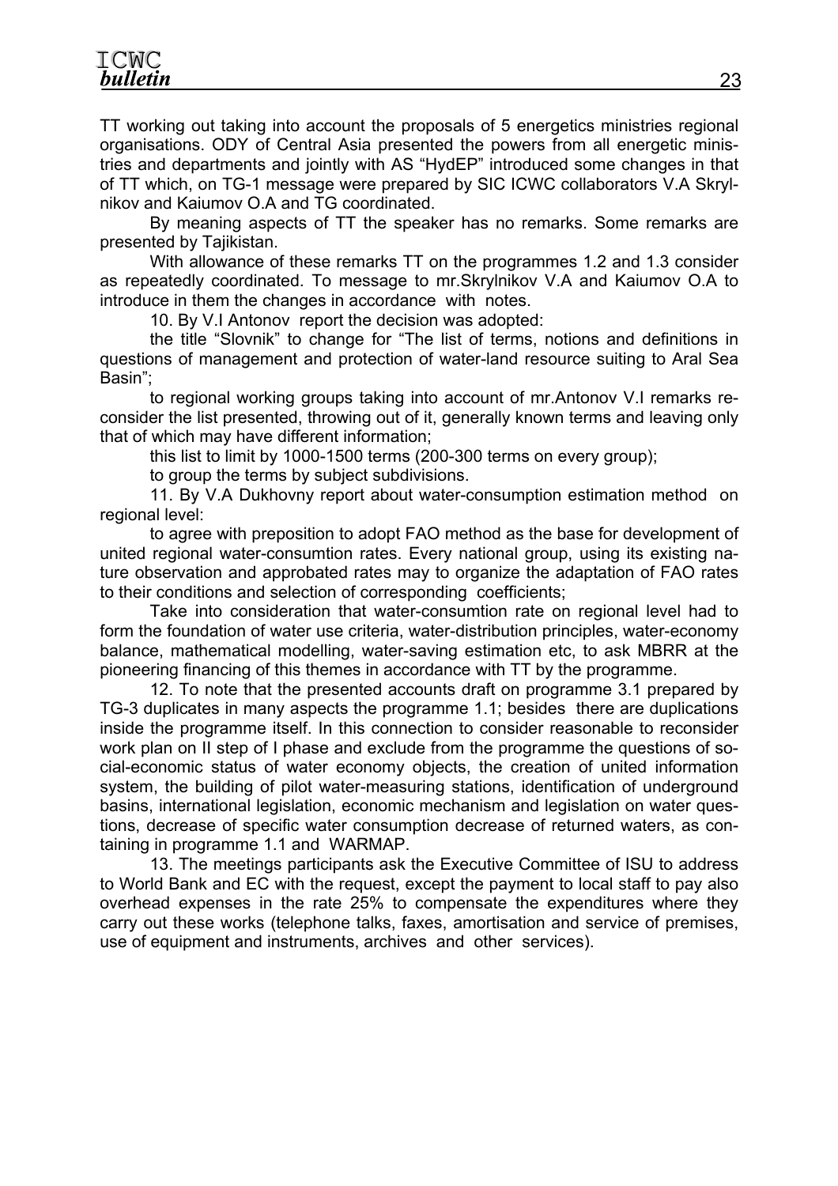TT working out taking into account the proposals of 5 energetics ministries regional organisations. ODY of Central Asia presented the powers from all energetic ministries and departments and jointly with AS "HydEP" introduced some changes in that of TT which, on TG-1 message were prepared by SIC ICWC collaborators V.A Skrylnikov and Kaiumov O.A and TG coordinated.

By meaning aspects of TT the speaker has no remarks. Some remarks are presented by Tajikistan.

With allowance of these remarks TT on the programmes 1.2 and 1.3 consider as repeatedly coordinated. To message to mr.Skrylnikov V.A and Kaiumov O.A to introduce in them the changes in accordance with notes.

10. By V.I Antonov report the decision was adopted:

the title "Slovnik" to change for "The list of terms, notions and definitions in questions of management and protection of water-land resource suiting to Aral Sea Basin";

to regional working groups taking into account of mr.Antonov V.I remarks reconsider the list presented, throwing out of it, generally known terms and leaving only that of which may have different information;

this list to limit by 1000-1500 terms (200-300 terms on every group);

to group the terms by subject subdivisions.

11. By V.A Dukhovny report about water-consumption estimation method on regional level:

to agree with preposition to adopt FAO method as the base for development of united regional water-consumtion rates. Every national group, using its existing nature observation and approbated rates may to organize the adaptation of FAO rates to their conditions and selection of corresponding coefficients;

Take into consideration that water-consumtion rate on regional level had to form the foundation of water use criteria, water-distribution principles, water-economy balance, mathematical modelling, water-saving estimation etc, to ask MBRR at the pioneering financing of this themes in accordance with TT by the programme.

12. To note that the presented accounts draft on programme 3.1 prepared by TG-3 duplicates in many aspects the programme 1.1; besides there are duplications inside the programme itself. In this connection to consider reasonable to reconsider work plan on II step of I phase and exclude from the programme the questions of social-economic status of water economy objects, the creation of united information system, the building of pilot water-measuring stations, identification of underground basins, international legislation, economic mechanism and legislation on water questions, decrease of specific water consumption decrease of returned waters, as containing in programme 1.1 and WARMAP.

13. The meetings participants ask the Executive Committee of ISU to address to World Bank and EC with the request, except the payment to local staff to pay also overhead expenses in the rate 25% to compensate the expenditures where they carry out these works (telephone talks, faxes, amortisation and service of premises, use of equipment and instruments, archives and other services).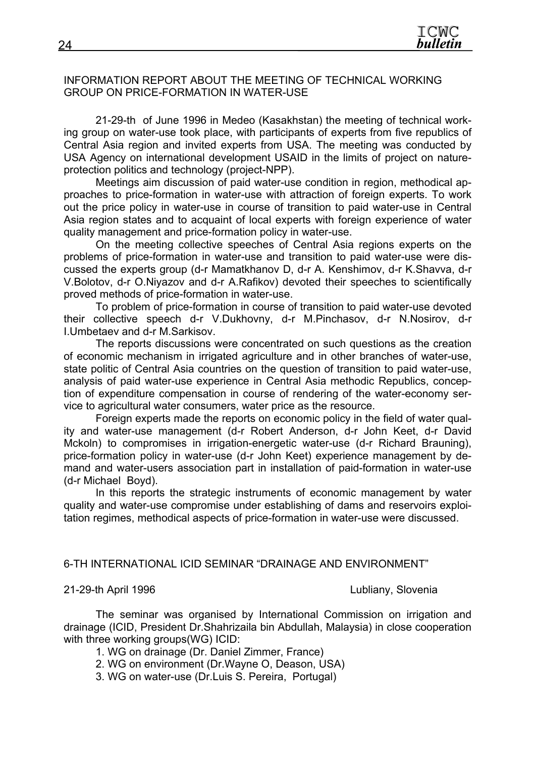## INFORMATION REPORT ABOUT THE MEETING OF TECHNICAL WORKING GROUP ON PRICE-FORMATION IN WATER-USE

21-29-th of June 1996 in Medeo (Kasakhstan) the meeting of technical working group on water-use took place, with participants of experts from five republics of Central Asia region and invited experts from USA. The meeting was conducted by USA Agency on international development USAID in the limits of project on nature-protection politics and technology (project-NPP).

Meetings aim discussion of paid water-use condition in region, methodical approaches to price-formation in water-use with attraction of foreign experts. To work out the price policy in water-use in course of transition to paid water-use in Central Asia region states and to acquaint of local experts with foreign experience of water quality management and price-formation policy in water-use.

On the meeting collective speeches of Central Asia regions experts on the problems of price-formation in water-use and transition to paid water-use were discussed the experts group (d-r Mamatkhanov D, d-r A. Kenshimov, d-r K.Shavva, d-r V.Bolotov, d-r O.Niyazov and d-r A.Rafikov) devoted their speeches to scientifically proved methods of price-formation in water-use.

To problem of price-formation in course of transition to paid water-use devoted their collective speech d-r V.Dukhovny, d-r M.Pinchasov, d-r N.Nosirov, d-r I.Umbetaev and d-r M.Sarkisov.

The reports discussions were concentrated on such questions as the creation of economic mechanism in irrigated agriculture and in other branches of water-use, state politic of Central Asia countries on the question of transition to paid water-use, analysis of paid water-use experience in Central Asia methodic Republics, conception of expenditure compensation in course of rendering of the water-economy service to agricultural water consumers, water price as the resource.

Foreign experts made the reports on economic policy in the field of water quality and water-use management (d-r Robert Anderson, d-r John Keet, d-r David Mckoln) to compromises in irrigation-energetic water-use (d-r Richard Brauning), price-formation policy in water-use (d-r John Keet) experience management by demand and water-users association part in installation of paid-formation in water-use (d-r Michael Boyd).

In this reports the strategic instruments of economic management by water quality and water-use compromise under establishing of dams and reservoirs exploitation regimes, methodical aspects of price-formation in water-use were discussed.

## 6-TH INTERNATIONAL ICID SEMINAR “DRAINAGE AND ENVIRONMENT”

21-29-th April 1996 Lubliany, Slovenia

The seminar was organised by International Commission on irrigation and drainage (ICID, President Dr.Shahrizaila bin Abdullah, Malaysia) in close cooperation with three working groups(WG) ICID:

1. WG on drainage (Dr. Daniel Zimmer, France)
2. WG on environment (Dr.Wayne O, Deason, USA)
3. WG on water-use (Dr.Luis S. Pereira, Portugal)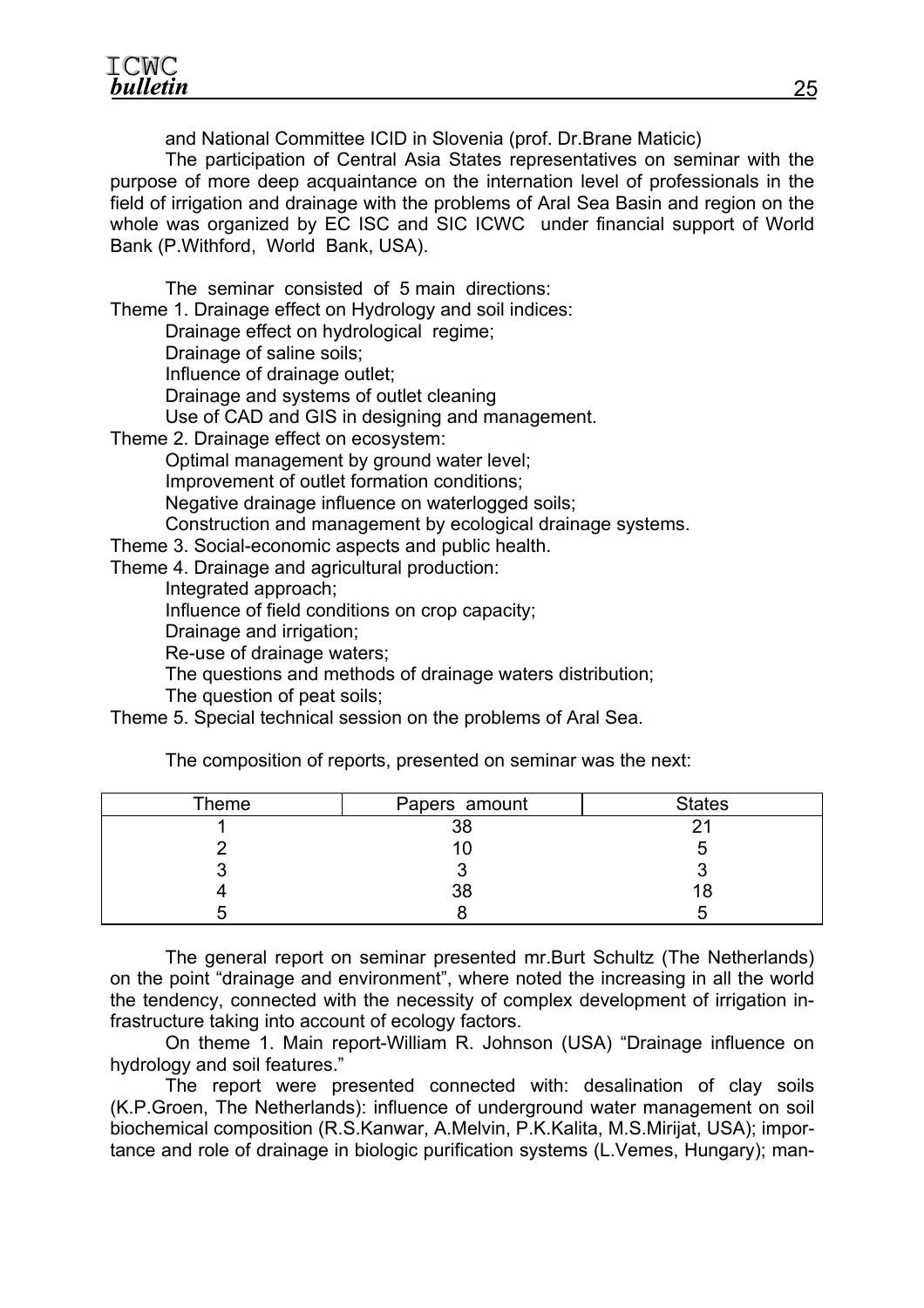and National Committee ICID in Slovenia (prof. Dr.Brane Maticic)

The participation of Central Asia States representatives on seminar with the purpose of more deep acquaintance on the internation level of professionals in the field of irrigation and drainage with the problems of Aral Sea Basin and region on the whole was organized by EC ISC and SIC ICWC under financial support of World Bank (P.Withford, World Bank, USA).

The seminar consisted of 5 main directions:

Theme 1. Drainage effect on Hydrology and soil indices:
- Drainage effect on hydrological regime;
- Drainage of saline soils;
- Influence of drainage outlet;
- Drainage and systems of outlet cleaning
- Use of CAD and GIS in designing and management.

Theme 2. Drainage effect on ecosystem:
- Optimal management by ground water level;
- Improvement of outlet formation conditions;
- Negative drainage influence on waterlogged soils;
- Construction and management by ecological drainage systems.

Theme 3. Social-economic aspects and public health.

Theme 4. Drainage and agricultural production:
- Integrated approach;
- Influence of field conditions on crop capacity;
- Drainage and irrigation;
- Re-use of drainage waters;
- The questions and methods of drainage waters distribution;
- The question of peat soils;

Theme 5. Special technical session on the problems of Aral Sea.

The composition of reports, presented on seminar was the next:

| Theme | Papers amount | States |
|---|---|---|
| 1 | 38 | 21 |
| 2 | 10 | 5 |
| 3 | 3 | 3 |
| 4 | 38 | 18 |
| 5 | 8 | 5 |

The general report on seminar presented mr.Burt Schultz (The Netherlands) on the point "drainage and environment", where noted the increasing in all the world the tendency, connected with the necessity of complex development of irrigation infrastructure taking into account of ecology factors.

On theme 1. Main report-William R. Johnson (USA) "Drainage influence on hydrology and soil features."

The report were presented connected with: desalination of clay soils (K.P.Groen, The Netherlands): influence of underground water management on soil biochemical composition (R.S.Kanwar, A.Melvin, P.K.Kalita, M.S.Mirijat, USA); importance and role of drainage in biologic purification systems (L.Vemes, Hungary); man-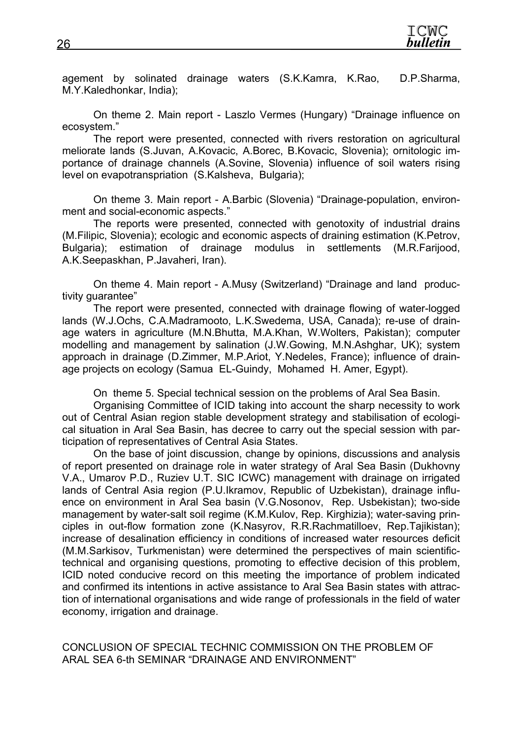agement by solinated drainage waters (S.K.Kamra, K.Rao, D.P.Sharma, M.Y.Kaledhonkar, India);

On theme 2. Main report - Laszlo Vermes (Hungary) "Drainage influence on ecosystem."

The report were presented, connected with rivers restoration on agricultural meliorate lands (S.Juvan, A.Kovacic, A.Borec, B.Kovacic, Slovenia); ornitologic importance of drainage channels (A.Sovine, Slovenia) influence of soil waters rising level on evapotranspriation (S.Kalsheva, Bulgaria);

On theme 3. Main report - A.Barbic (Slovenia) "Drainage-population, environment and social-economic aspects."

The reports were presented, connected with genotoxity of industrial drains (M.Filipic, Slovenia); ecologic and economic aspects of draining estimation (K.Petrov, Bulgaria); estimation of drainage modulus in settlements (M.R.Farijood, A.K.Seepaskhan, P.Javaheri, Iran).

On theme 4. Main report - A.Musy (Switzerland) "Drainage and land productivity guarantee"

The report were presented, connected with drainage flowing of water-logged lands (W.J.Ochs, C.A.Madramooto, L.K.Swedema, USA, Canada); re-use of drainage waters in agriculture (M.N.Bhutta, M.A.Khan, W.Wolters, Pakistan); computer modelling and management by salination (J.W.Gowing, M.N.Ashghar, UK); system approach in drainage (D.Zimmer, M.P.Ariot, Y.Nedeles, France); influence of drainage projects on ecology (Samua EL-Guindy, Mohamed H. Amer, Egypt).

On theme 5. Special technical session on the problems of Aral Sea Basin.

Organising Committee of ICID taking into account the sharp necessity to work out of Central Asian region stable development strategy and stabilisation of ecological situation in Aral Sea Basin, has decree to carry out the special session with participation of representatives of Central Asia States.

On the base of joint discussion, change by opinions, discussions and analysis of report presented on drainage role in water strategy of Aral Sea Basin (Dukhovny V.A., Umarov P.D., Ruziev U.T. SIC ICWC) management with drainage on irrigated lands of Central Asia region (P.U.Ikramov, Republic of Uzbekistan), drainage influence on environment in Aral Sea basin (V.G.Nosonov, Rep. Usbekistan); two-side management by water-salt soil regime (K.M.Kulov, Rep. Kirghizia); water-saving principles in out-flow formation zone (K.Nasyrov, R.R.Rachmatilloev, Rep.Tajikistan); increase of desalination efficiency in conditions of increased water resources deficit (M.M.Sarkisov, Turkmenistan) were determined the perspectives of main scientific-technical and organising questions, promoting to effective decision of this problem, ICID noted conducive record on this meeting the importance of problem indicated and confirmed its intentions in active assistance to Aral Sea Basin states with attraction of international organisations and wide range of professionals in the field of water economy, irrigation and drainage.

CONCLUSION OF SPECIAL TECHNIC COMMISSION ON THE PROBLEM OF ARAL SEA 6-th SEMINAR "DRAINAGE AND ENVIRONMENT"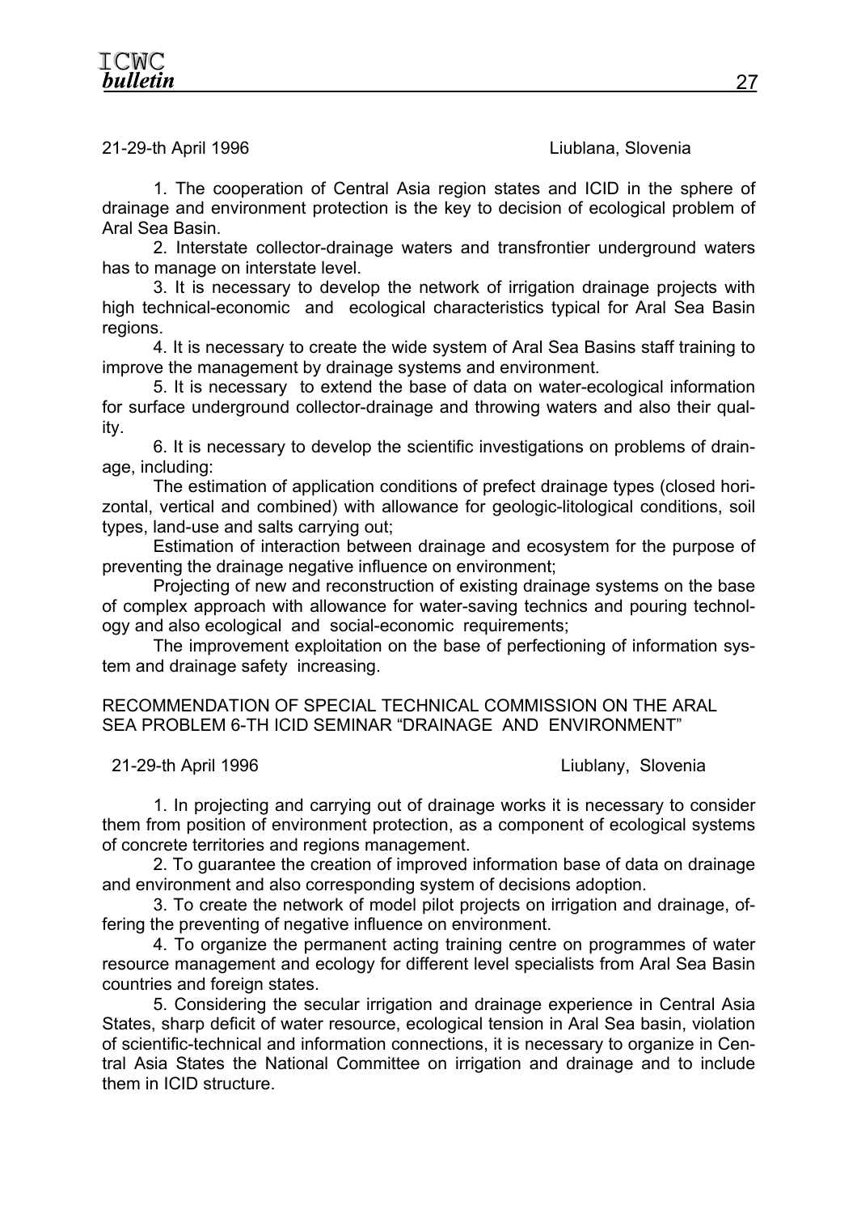21-29-th April 1996 Liublana, Slovenia

1. The cooperation of Central Asia region states and ICID in the sphere of drainage and environment protection is the key to decision of ecological problem of Aral Sea Basin.

2. Interstate collector-drainage waters and transfrontier underground waters has to manage on interstate level.

3. It is necessary to develop the network of irrigation drainage projects with high technical-economic and ecological characteristics typical for Aral Sea Basin regions.

4. It is necessary to create the wide system of Aral Sea Basins staff training to improve the management by drainage systems and environment.

5. It is necessary to extend the base of data on water-ecological information for surface underground collector-drainage and throwing waters and also their quality.

6. It is necessary to develop the scientific investigations on problems of drainage, including:

The estimation of application conditions of prefect drainage types (closed horizontal, vertical and combined) with allowance for geologic-litological conditions, soil types, land-use and salts carrying out;

Estimation of interaction between drainage and ecosystem for the purpose of preventing the drainage negative influence on environment;

Projecting of new and reconstruction of existing drainage systems on the base of complex approach with allowance for water-saving technics and pouring technology and also ecological and social-economic requirements;

The improvement exploitation on the base of perfectioning of information system and drainage safety increasing.

RECOMMENDATION OF SPECIAL TECHNICAL COMMISSION ON THE ARAL SEA PROBLEM 6-TH ICID SEMINAR "DRAINAGE AND ENVIRONMENT"

21-29-th April 1996 Liublany, Slovenia

1. In projecting and carrying out of drainage works it is necessary to consider them from position of environment protection, as a component of ecological systems of concrete territories and regions management.

2. To guarantee the creation of improved information base of data on drainage and environment and also corresponding system of decisions adoption.

3. To create the network of model pilot projects on irrigation and drainage, offering the preventing of negative influence on environment.

4. To organize the permanent acting training centre on programmes of water resource management and ecology for different level specialists from Aral Sea Basin countries and foreign states.

5. Considering the secular irrigation and drainage experience in Central Asia States, sharp deficit of water resource, ecological tension in Aral Sea basin, violation of scientific-technical and information connections, it is necessary to organize in Central Asia States the National Committee on irrigation and drainage and to include them in ICID structure.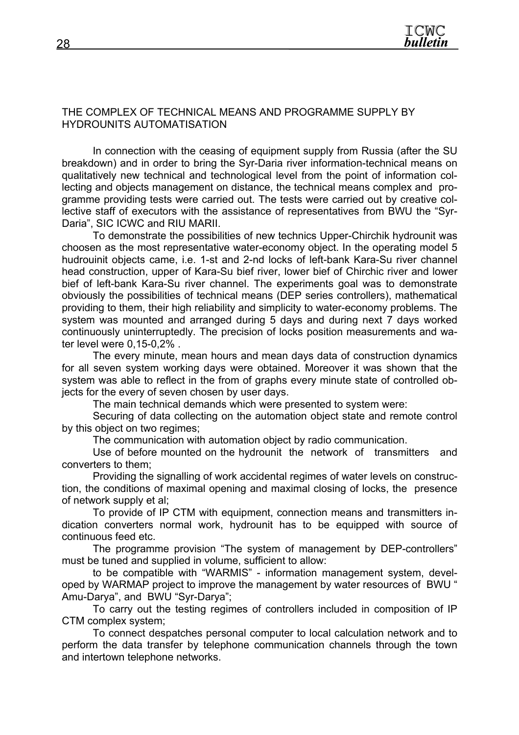## THE COMPLEX OF TECHNICAL MEANS AND PROGRAMME SUPPLY BY HYDROUNITS AUTOMATISATION

In connection with the ceasing of equipment supply from Russia (after the SU breakdown) and in order to bring the Syr-Daria river information-technical means on qualitatively new technical and technological level from the point of information collecting and objects management on distance, the technical means complex and programme providing tests were carried out. The tests were carried out by creative collective staff of executors with the assistance of representatives from BWU the "Syr-Daria", SIC ICWC and RIU MARII.

To demonstrate the possibilities of new technics Upper-Chirchik hydrounit was choosen as the most representative water-economy object. In the operating model 5 hudrouinit objects came, i.e. 1-st and 2-nd locks of left-bank Kara-Su river channel head construction, upper of Kara-Su bief river, lower bief of Chirchic river and lower bief of left-bank Kara-Su river channel. The experiments goal was to demonstrate obviously the possibilities of technical means (DEP series controllers), mathematical providing to them, their high reliability and simplicity to water-economy problems. The system was mounted and arranged during 5 days and during next 7 days worked continuously uninterruptedly. The precision of locks position measurements and water level were 0,15-0,2% .

The every minute, mean hours and mean days data of construction dynamics for all seven system working days were obtained. Moreover it was shown that the system was able to reflect in the from of graphs every minute state of controlled objects for the every of seven chosen by user days.

The main technical demands which were presented to system were:

Securing of data collecting on the automation object state and remote control by this object on two regimes;

The communication with automation object by radio communication.

Use of before mounted on the hydrounit the network of transmitters and converters to them;

Providing the signalling of work accidental regimes of water levels on construction, the conditions of maximal opening and maximal closing of locks, the presence of network supply et al;

To provide of IP CTM with equipment, connection means and transmitters indication converters normal work, hydrounit has to be equipped with source of continuous feed etc.

The programme provision "The system of management by DEP-controllers" must be tuned and supplied in volume, sufficient to allow:

to be compatible with "WARMIS" - information management system, developed by WARMAP project to improve the management by water resources of BWU " Amu-Darya", and BWU "Syr-Darya";

To carry out the testing regimes of controllers included in composition of IP CTM complex system;

To connect despatches personal computer to local calculation network and to perform the data transfer by telephone communication channels through the town and intertown telephone networks.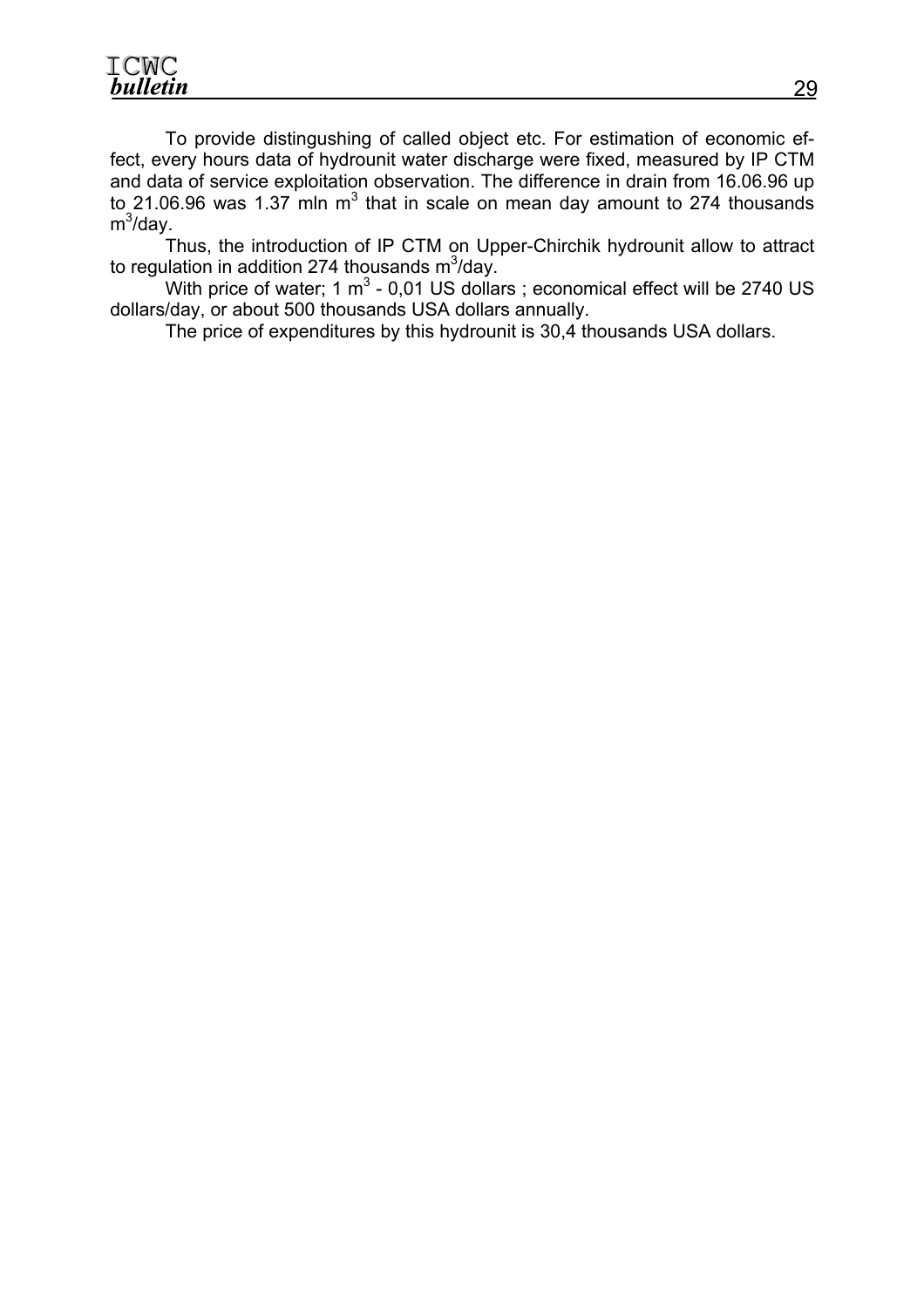To provide distingushing of called object etc. For estimation of economic effect, every hours data of hydrounit water discharge were fixed, measured by IP CTM and data of service exploitation observation. The difference in drain from 16.06.96 up to 21.06.96 was 1.37 mln $m^3$ that in scale on mean day amount to 274 thousands $m^3$/day.

Thus, the introduction of IP CTM on Upper-Chirchik hydrounit allow to attract to regulation in addition 274 thousands $m^3$/day.

With price of water; 1 $m^3$ - 0,01 US dollars ; economical effect will be 2740 US dollars/day, or about 500 thousands USA dollars annually.

The price of expenditures by this hydrounit is 30,4 thousands USA dollars.